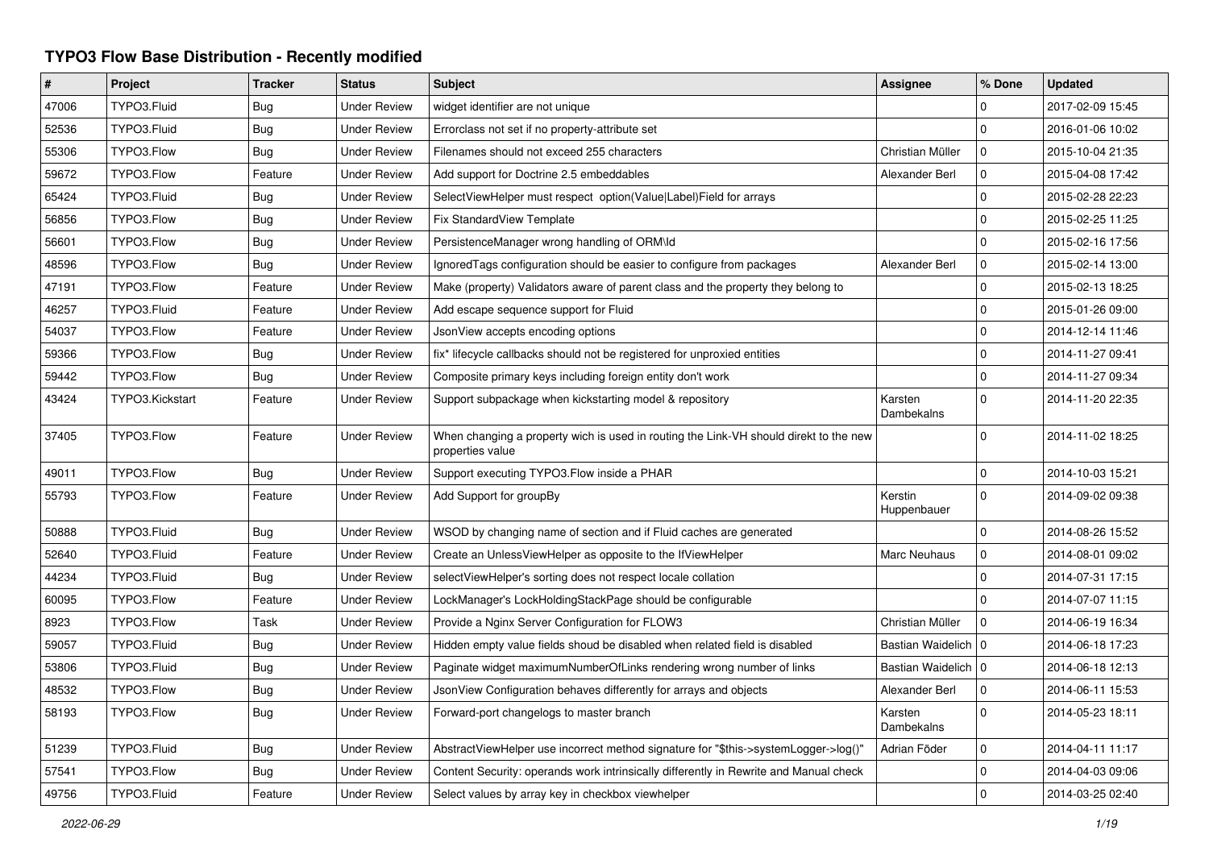# TYPO3 Flow Base Distribution - Recently modified

| # | Project | Tracker | Status | Subject | Assignee | % Done | Updated |
|---|---|---|---|---|---|---|---|
| 47006 | TYPO3.Fluid | Bug | Under Review | widget identifier are not unique | | 0 | 2017-02-09 15:45 |
| 52536 | TYPO3.Fluid | Bug | Under Review | Errorclass not set if no property-attribute set | | 0 | 2016-01-06 10:02 |
| 55306 | TYPO3.Flow | Bug | Under Review | Filenames should not exceed 255 characters | Christian Müller | 0 | 2015-10-04 21:35 |
| 59672 | TYPO3.Flow | Feature | Under Review | Add support for Doctrine 2.5 embeddables | Alexander Berl | 0 | 2015-04-08 17:42 |
| 65424 | TYPO3.Fluid | Bug | Under Review | SelectViewHelper must respect option(Value\|Label)Field for arrays | | 0 | 2015-02-28 22:23 |
| 56856 | TYPO3.Flow | Bug | Under Review | Fix StandardView Template | | 0 | 2015-02-25 11:25 |
| 56601 | TYPO3.Flow | Bug | Under Review | PersistenceManager wrong handling of ORM\Id | | 0 | 2015-02-16 17:56 |
| 48596 | TYPO3.Flow | Bug | Under Review | IgnoredTags configuration should be easier to configure from packages | Alexander Berl | 0 | 2015-02-14 13:00 |
| 47191 | TYPO3.Flow | Feature | Under Review | Make (property) Validators aware of parent class and the property they belong to | | 0 | 2015-02-13 18:25 |
| 46257 | TYPO3.Fluid | Feature | Under Review | Add escape sequence support for Fluid | | 0 | 2015-01-26 09:00 |
| 54037 | TYPO3.Flow | Feature | Under Review | JsonView accepts encoding options | | 0 | 2014-12-14 11:46 |
| 59366 | TYPO3.Flow | Bug | Under Review | fix* lifecycle callbacks should not be registered for unproxied entities | | 0 | 2014-11-27 09:41 |
| 59442 | TYPO3.Flow | Bug | Under Review | Composite primary keys including foreign entity don't work | | 0 | 2014-11-27 09:34 |
| 43424 | TYPO3.Kickstart | Feature | Under Review | Support subpackage when kickstarting model & repository | Karsten Dambekalns | 0 | 2014-11-20 22:35 |
| 37405 | TYPO3.Flow | Feature | Under Review | When changing a property wich is used in routing the Link-VH should direkt to the new properties value | | 0 | 2014-11-02 18:25 |
| 49011 | TYPO3.Flow | Bug | Under Review | Support executing TYPO3.Flow inside a PHAR | | 0 | 2014-10-03 15:21 |
| 55793 | TYPO3.Flow | Feature | Under Review | Add Support for groupBy | Kerstin Huppenbauer | 0 | 2014-09-02 09:38 |
| 50888 | TYPO3.Fluid | Bug | Under Review | WSOD by changing name of section and if Fluid caches are generated | | 0 | 2014-08-26 15:52 |
| 52640 | TYPO3.Fluid | Feature | Under Review | Create an UnlessViewHelper as opposite to the IfViewHelper | Marc Neuhaus | 0 | 2014-08-01 09:02 |
| 44234 | TYPO3.Fluid | Bug | Under Review | selectViewHelper's sorting does not respect locale collation | | 0 | 2014-07-31 17:15 |
| 60095 | TYPO3.Flow | Feature | Under Review | LockManager's LockHoldingStackPage should be configurable | | 0 | 2014-07-07 11:15 |
| 8923 | TYPO3.Flow | Task | Under Review | Provide a Nginx Server Configuration for FLOW3 | Christian Müller | 0 | 2014-06-19 16:34 |
| 59057 | TYPO3.Fluid | Bug | Under Review | Hidden empty value fields shoud be disabled when related field is disabled | Bastian Waidelich | 0 | 2014-06-18 17:23 |
| 53806 | TYPO3.Fluid | Bug | Under Review | Paginate widget maximumNumberOfLinks rendering wrong number of links | Bastian Waidelich | 0 | 2014-06-18 12:13 |
| 48532 | TYPO3.Flow | Bug | Under Review | JsonView Configuration behaves differently for arrays and objects | Alexander Berl | 0 | 2014-06-11 15:53 |
| 58193 | TYPO3.Flow | Bug | Under Review | Forward-port changelogs to master branch | Karsten Dambekalns | 0 | 2014-05-23 18:11 |
| 51239 | TYPO3.Fluid | Bug | Under Review | AbstractViewHelper use incorrect method signature for "$this->systemLogger->log()" | Adrian Föder | 0 | 2014-04-11 11:17 |
| 57541 | TYPO3.Flow | Bug | Under Review | Content Security: operands work intrinsically differently in Rewrite and Manual check | | 0 | 2014-04-03 09:06 |
| 49756 | TYPO3.Fluid | Feature | Under Review | Select values by array key in checkbox viewhelper | | 0 | 2014-03-25 02:40 |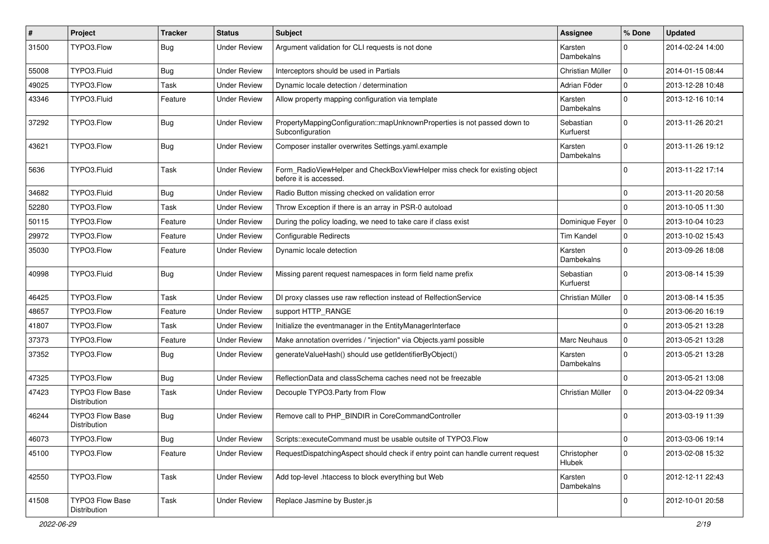| # | Project | Tracker | Status | Subject | Assignee | % Done | Updated |
| --- | --- | --- | --- | --- | --- | --- | --- |
| 31500 | TYPO3.Flow | Bug | Under Review | Argument validation for CLI requests is not done | Karsten Dambekalns | 0 | 2014-02-24 14:00 |
| 55008 | TYPO3.Fluid | Bug | Under Review | Interceptors should be used in Partials | Christian Müller | 0 | 2014-01-15 08:44 |
| 49025 | TYPO3.Flow | Task | Under Review | Dynamic locale detection / determination | Adrian Föder | 0 | 2013-12-28 10:48 |
| 43346 | TYPO3.Fluid | Feature | Under Review | Allow property mapping configuration via template | Karsten Dambekalns | 0 | 2013-12-16 10:14 |
| 37292 | TYPO3.Flow | Bug | Under Review | PropertyMappingConfiguration::mapUnknownProperties is not passed down to Subconfiguration | Sebastian Kurfuerst | 0 | 2013-11-26 20:21 |
| 43621 | TYPO3.Flow | Bug | Under Review | Composer installer overwrites Settings.yaml.example | Karsten Dambekalns | 0 | 2013-11-26 19:12 |
| 5636 | TYPO3.Fluid | Task | Under Review | Form_RadioViewHelper and CheckBoxViewHelper miss check for existing object before it is accessed. | | 0 | 2013-11-22 17:14 |
| 34682 | TYPO3.Fluid | Bug | Under Review | Radio Button missing checked on validation error | | 0 | 2013-11-20 20:58 |
| 52280 | TYPO3.Flow | Task | Under Review | Throw Exception if there is an array in PSR-0 autoload | | 0 | 2013-10-05 11:30 |
| 50115 | TYPO3.Flow | Feature | Under Review | During the policy loading, we need to take care if class exist | Dominique Feyer | 0 | 2013-10-04 10:23 |
| 29972 | TYPO3.Flow | Feature | Under Review | Configurable Redirects | Tim Kandel | 0 | 2013-10-02 15:43 |
| 35030 | TYPO3.Flow | Feature | Under Review | Dynamic locale detection | Karsten Dambekalns | 0 | 2013-09-26 18:08 |
| 40998 | TYPO3.Fluid | Bug | Under Review | Missing parent request namespaces in form field name prefix | Sebastian Kurfuerst | 0 | 2013-08-14 15:39 |
| 46425 | TYPO3.Flow | Task | Under Review | DI proxy classes use raw reflection instead of RelfectionService | Christian Müller | 0 | 2013-08-14 15:35 |
| 48657 | TYPO3.Flow | Feature | Under Review | support HTTP_RANGE | | 0 | 2013-06-20 16:19 |
| 41807 | TYPO3.Flow | Task | Under Review | Initialize the eventmanager in the EntityManagerInterface | | 0 | 2013-05-21 13:28 |
| 37373 | TYPO3.Flow | Feature | Under Review | Make annotation overrides / "injection" via Objects.yaml possible | Marc Neuhaus | 0 | 2013-05-21 13:28 |
| 37352 | TYPO3.Flow | Bug | Under Review | generateValueHash() should use getIdentifierByObject() | Karsten Dambekalns | 0 | 2013-05-21 13:28 |
| 47325 | TYPO3.Flow | Bug | Under Review | ReflectionData and classSchema caches need not be freezable | | 0 | 2013-05-21 13:08 |
| 47423 | TYPO3 Flow Base Distribution | Task | Under Review | Decouple TYPO3.Party from Flow | Christian Müller | 0 | 2013-04-22 09:34 |
| 46244 | TYPO3 Flow Base Distribution | Bug | Under Review | Remove call to PHP_BINDIR in CoreCommandController | | 0 | 2013-03-19 11:39 |
| 46073 | TYPO3.Flow | Bug | Under Review | Scripts::executeCommand must be usable outsite of TYPO3.Flow | | 0 | 2013-03-06 19:14 |
| 45100 | TYPO3.Flow | Feature | Under Review | RequestDispatchingAspect should check if entry point can handle current request | Christopher Hlubek | 0 | 2013-02-08 15:32 |
| 42550 | TYPO3.Flow | Task | Under Review | Add top-level .htaccess to block everything but Web | Karsten Dambekalns | 0 | 2012-12-11 22:43 |
| 41508 | TYPO3 Flow Base Distribution | Task | Under Review | Replace Jasmine by Buster.js | | 0 | 2012-10-01 20:58 |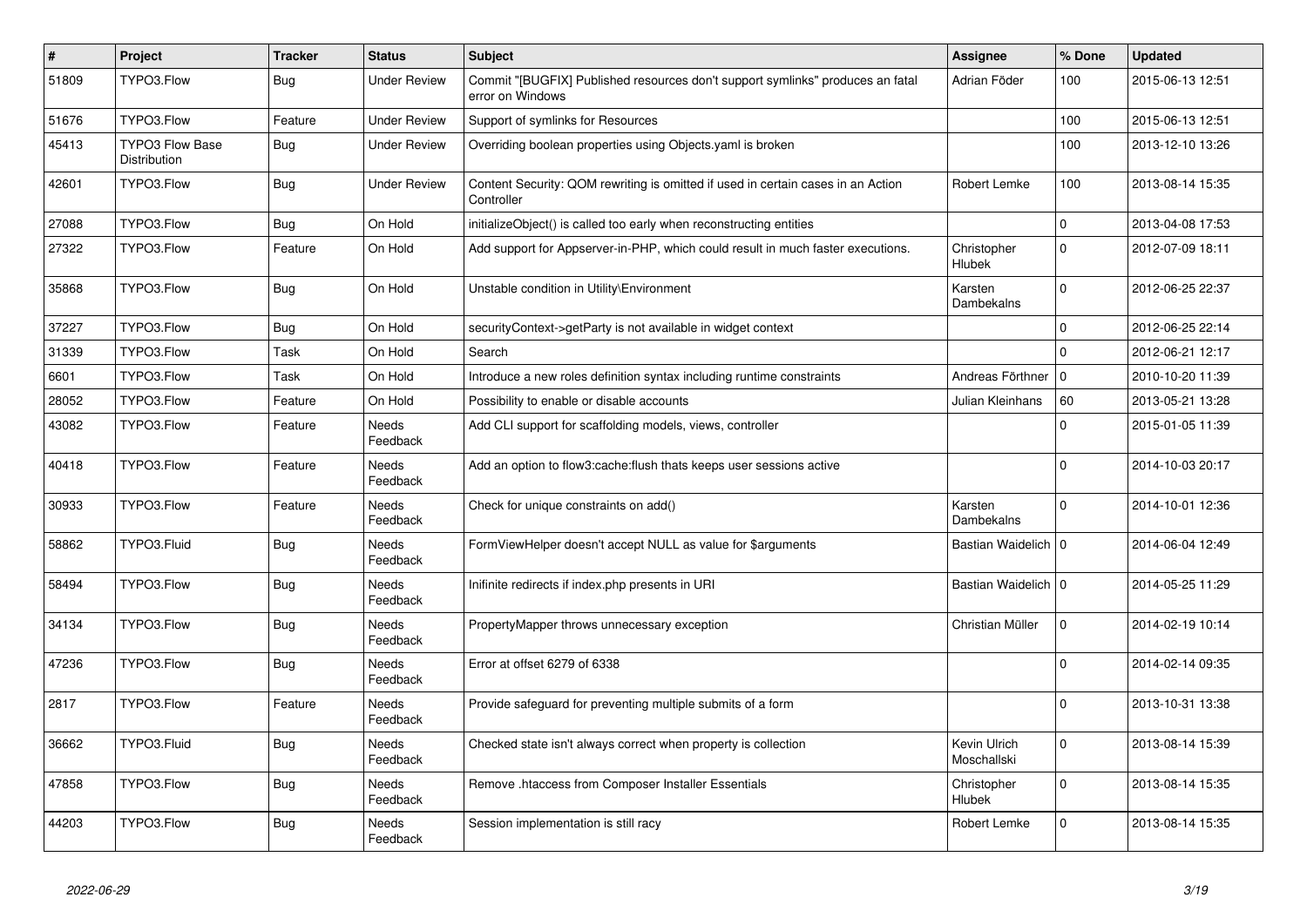| # | Project | Tracker | Status | Subject | Assignee | % Done | Updated |
|---|---|---|---|---|---|---|---|
| 51809 | TYPO3.Flow | Bug | Under Review | Commit "[BUGFIX] Published resources don't support symlinks" produces an fatal error on Windows | Adrian Föder | 100 | 2015-06-13 12:51 |
| 51676 | TYPO3.Flow | Feature | Under Review | Support of symlinks for Resources | | 100 | 2015-06-13 12:51 |
| 45413 | TYPO3 Flow Base Distribution | Bug | Under Review | Overriding boolean properties using Objects.yaml is broken | | 100 | 2013-12-10 13:26 |
| 42601 | TYPO3.Flow | Bug | Under Review | Content Security: QOM rewriting is omitted if used in certain cases in an Action Controller | Robert Lemke | 100 | 2013-08-14 15:35 |
| 27088 | TYPO3.Flow | Bug | On Hold | initializeObject() is called too early when reconstructing entities | | 0 | 2013-04-08 17:53 |
| 27322 | TYPO3.Flow | Feature | On Hold | Add support for Appserver-in-PHP, which could result in much faster executions. | Christopher Hlubek | 0 | 2012-07-09 18:11 |
| 35868 | TYPO3.Flow | Bug | On Hold | Unstable condition in Utility\Environment | Karsten Dambekalns | 0 | 2012-06-25 22:37 |
| 37227 | TYPO3.Flow | Bug | On Hold | securityContext->getParty is not available in widget context | | 0 | 2012-06-25 22:14 |
| 31339 | TYPO3.Flow | Task | On Hold | Search | | 0 | 2012-06-21 12:17 |
| 6601 | TYPO3.Flow | Task | On Hold | Introduce a new roles definition syntax including runtime constraints | Andreas Förthner | 0 | 2010-10-20 11:39 |
| 28052 | TYPO3.Flow | Feature | On Hold | Possibility to enable or disable accounts | Julian Kleinhans | 60 | 2013-05-21 13:28 |
| 43082 | TYPO3.Flow | Feature | Needs Feedback | Add CLI support for scaffolding models, views, controller | | 0 | 2015-01-05 11:39 |
| 40418 | TYPO3.Flow | Feature | Needs Feedback | Add an option to flow3:cache:flush thats keeps user sessions active | | 0 | 2014-10-03 20:17 |
| 30933 | TYPO3.Flow | Feature | Needs Feedback | Check for unique constraints on add() | Karsten Dambekalns | 0 | 2014-10-01 12:36 |
| 58862 | TYPO3.Fluid | Bug | Needs Feedback | FormViewHelper doesn't accept NULL as value for $arguments | Bastian Waidelich | 0 | 2014-06-04 12:49 |
| 58494 | TYPO3.Flow | Bug | Needs Feedback | Inifinite redirects if index.php presents in URI | Bastian Waidelich | 0 | 2014-05-25 11:29 |
| 34134 | TYPO3.Flow | Bug | Needs Feedback | PropertyMapper throws unnecessary exception | Christian Müller | 0 | 2014-02-19 10:14 |
| 47236 | TYPO3.Flow | Bug | Needs Feedback | Error at offset 6279 of 6338 | | 0 | 2014-02-14 09:35 |
| 2817 | TYPO3.Flow | Feature | Needs Feedback | Provide safeguard for preventing multiple submits of a form | | 0 | 2013-10-31 13:38 |
| 36662 | TYPO3.Fluid | Bug | Needs Feedback | Checked state isn't always correct when property is collection | Kevin Ulrich Moschallski | 0 | 2013-08-14 15:39 |
| 47858 | TYPO3.Flow | Bug | Needs Feedback | Remove .htaccess from Composer Installer Essentials | Christopher Hlubek | 0 | 2013-08-14 15:35 |
| 44203 | TYPO3.Flow | Bug | Needs Feedback | Session implementation is still racy | Robert Lemke | 0 | 2013-08-14 15:35 |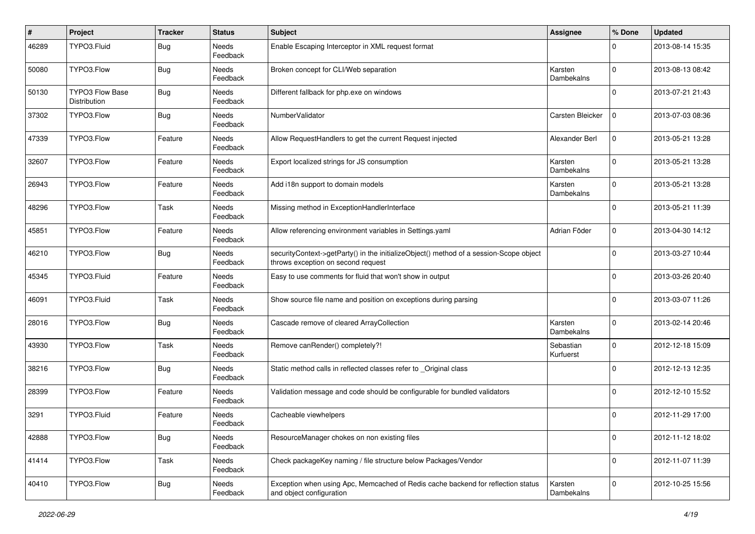| # | Project | Tracker | Status | Subject | Assignee | % Done | Updated |
|---|---|---|---|---|---|---|---|
| 46289 | TYPO3.Fluid | Bug | Needs Feedback | Enable Escaping Interceptor in XML request format | | 0 | 2013-08-14 15:35 |
| 50080 | TYPO3.Flow | Bug | Needs Feedback | Broken concept for CLI/Web separation | Karsten Dambekalns | 0 | 2013-08-13 08:42 |
| 50130 | TYPO3 Flow Base Distribution | Bug | Needs Feedback | Different fallback for php.exe on windows | | 0 | 2013-07-21 21:43 |
| 37302 | TYPO3.Flow | Bug | Needs Feedback | NumberValidator | Carsten Bleicker | 0 | 2013-07-03 08:36 |
| 47339 | TYPO3.Flow | Feature | Needs Feedback | Allow RequestHandlers to get the current Request injected | Alexander Berl | 0 | 2013-05-21 13:28 |
| 32607 | TYPO3.Flow | Feature | Needs Feedback | Export localized strings for JS consumption | Karsten Dambekalns | 0 | 2013-05-21 13:28 |
| 26943 | TYPO3.Flow | Feature | Needs Feedback | Add i18n support to domain models | Karsten Dambekalns | 0 | 2013-05-21 13:28 |
| 48296 | TYPO3.Flow | Task | Needs Feedback | Missing method in ExceptionHandlerInterface | | 0 | 2013-05-21 11:39 |
| 45851 | TYPO3.Flow | Feature | Needs Feedback | Allow referencing environment variables in Settings.yaml | Adrian Föder | 0 | 2013-04-30 14:12 |
| 46210 | TYPO3.Flow | Bug | Needs Feedback | securityContext->getParty() in the initializeObject() method of a session-Scope object throws exception on second request | | 0 | 2013-03-27 10:44 |
| 45345 | TYPO3.Fluid | Feature | Needs Feedback | Easy to use comments for fluid that won't show in output | | 0 | 2013-03-26 20:40 |
| 46091 | TYPO3.Fluid | Task | Needs Feedback | Show source file name and position on exceptions during parsing | | 0 | 2013-03-07 11:26 |
| 28016 | TYPO3.Flow | Bug | Needs Feedback | Cascade remove of cleared ArrayCollection | Karsten Dambekalns | 0 | 2013-02-14 20:46 |
| 43930 | TYPO3.Flow | Task | Needs Feedback | Remove canRender() completely?! | Sebastian Kurfuerst | 0 | 2012-12-18 15:09 |
| 38216 | TYPO3.Flow | Bug | Needs Feedback | Static method calls in reflected classes refer to _Original class | | 0 | 2012-12-13 12:35 |
| 28399 | TYPO3.Flow | Feature | Needs Feedback | Validation message and code should be configurable for bundled validators | | 0 | 2012-12-10 15:52 |
| 3291 | TYPO3.Fluid | Feature | Needs Feedback | Cacheable viewhelpers | | 0 | 2012-11-29 17:00 |
| 42888 | TYPO3.Flow | Bug | Needs Feedback | ResourceManager chokes on non existing files | | 0 | 2012-11-12 18:02 |
| 41414 | TYPO3.Flow | Task | Needs Feedback | Check packageKey naming / file structure below Packages/Vendor | | 0 | 2012-11-07 11:39 |
| 40410 | TYPO3.Flow | Bug | Needs Feedback | Exception when using Apc, Memcached of Redis cache backend for reflection status and object configuration | Karsten Dambekalns | 0 | 2012-10-25 15:56 |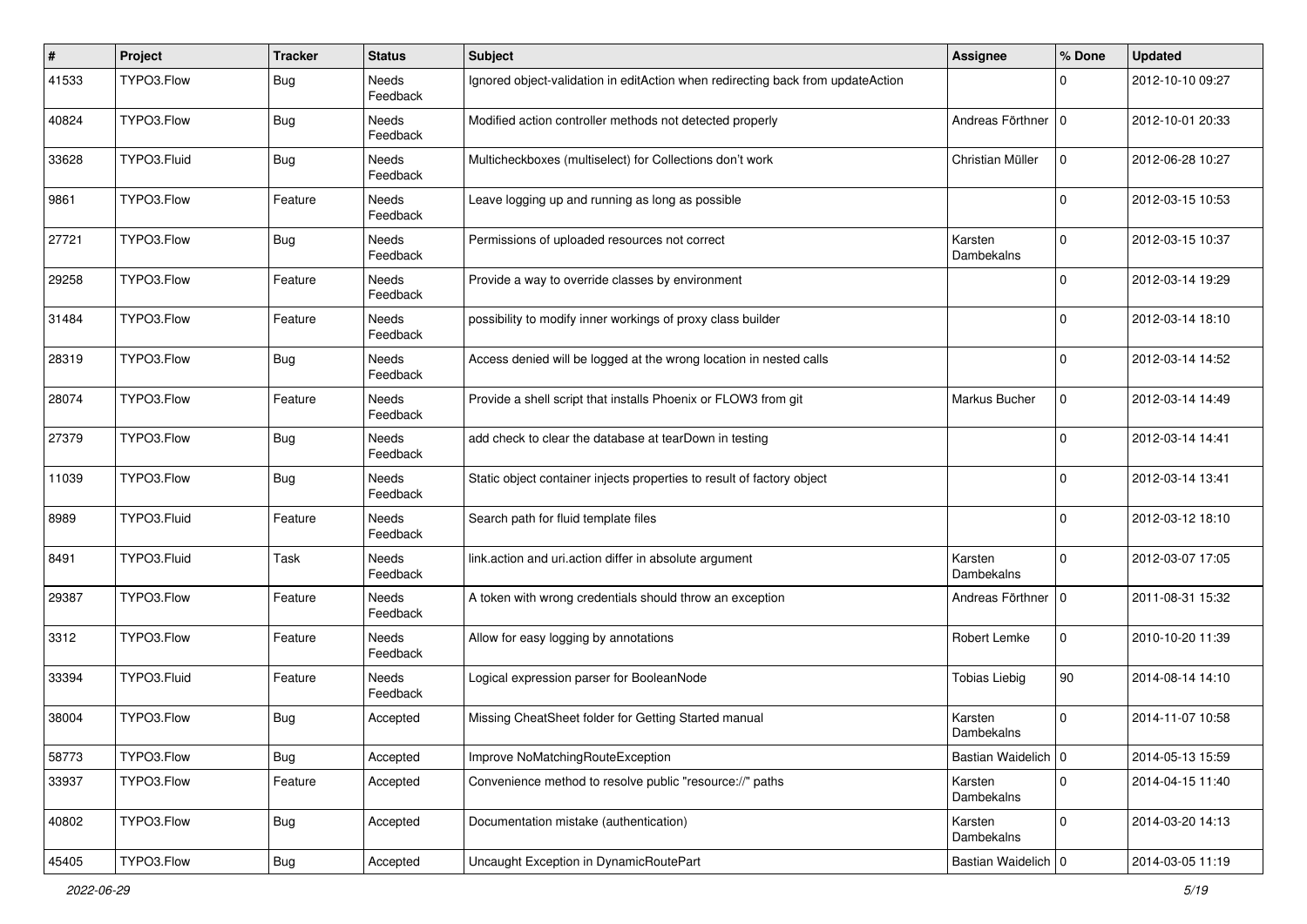| # | Project | Tracker | Status | Subject | Assignee | % Done | Updated |
|---|---|---|---|---|---|---|---|
| 41533 | TYPO3.Flow | Bug | Needs Feedback | Ignored object-validation in editAction when redirecting back from updateAction | | 0 | 2012-10-10 09:27 |
| 40824 | TYPO3.Flow | Bug | Needs Feedback | Modified action controller methods not detected properly | Andreas Förthner | 0 | 2012-10-01 20:33 |
| 33628 | TYPO3.Fluid | Bug | Needs Feedback | Multicheckboxes (multiselect) for Collections don't work | Christian Müller | 0 | 2012-06-28 10:27 |
| 9861 | TYPO3.Flow | Feature | Needs Feedback | Leave logging up and running as long as possible | | 0 | 2012-03-15 10:53 |
| 27721 | TYPO3.Flow | Bug | Needs Feedback | Permissions of uploaded resources not correct | Karsten Dambekalns | 0 | 2012-03-15 10:37 |
| 29258 | TYPO3.Flow | Feature | Needs Feedback | Provide a way to override classes by environment | | 0 | 2012-03-14 19:29 |
| 31484 | TYPO3.Flow | Feature | Needs Feedback | possibility to modify inner workings of proxy class builder | | 0 | 2012-03-14 18:10 |
| 28319 | TYPO3.Flow | Bug | Needs Feedback | Access denied will be logged at the wrong location in nested calls | | 0 | 2012-03-14 14:52 |
| 28074 | TYPO3.Flow | Feature | Needs Feedback | Provide a shell script that installs Phoenix or FLOW3 from git | Markus Bucher | 0 | 2012-03-14 14:49 |
| 27379 | TYPO3.Flow | Bug | Needs Feedback | add check to clear the database at tearDown in testing | | 0 | 2012-03-14 14:41 |
| 11039 | TYPO3.Flow | Bug | Needs Feedback | Static object container injects properties to result of factory object | | 0 | 2012-03-14 13:41 |
| 8989 | TYPO3.Fluid | Feature | Needs Feedback | Search path for fluid template files | | 0 | 2012-03-12 18:10 |
| 8491 | TYPO3.Fluid | Task | Needs Feedback | link.action and uri.action differ in absolute argument | Karsten Dambekalns | 0 | 2012-03-07 17:05 |
| 29387 | TYPO3.Flow | Feature | Needs Feedback | A token with wrong credentials should throw an exception | Andreas Förthner | 0 | 2011-08-31 15:32 |
| 3312 | TYPO3.Flow | Feature | Needs Feedback | Allow for easy logging by annotations | Robert Lemke | 0 | 2010-10-20 11:39 |
| 33394 | TYPO3.Fluid | Feature | Needs Feedback | Logical expression parser for BooleanNode | Tobias Liebig | 90 | 2014-08-14 14:10 |
| 38004 | TYPO3.Flow | Bug | Accepted | Missing CheatSheet folder for Getting Started manual | Karsten Dambekalns | 0 | 2014-11-07 10:58 |
| 58773 | TYPO3.Flow | Bug | Accepted | Improve NoMatchingRouteException | Bastian Waidelich | 0 | 2014-05-13 15:59 |
| 33937 | TYPO3.Flow | Feature | Accepted | Convenience method to resolve public "resource://" paths | Karsten Dambekalns | 0 | 2014-04-15 11:40 |
| 40802 | TYPO3.Flow | Bug | Accepted | Documentation mistake (authentication) | Karsten Dambekalns | 0 | 2014-03-20 14:13 |
| 45405 | TYPO3.Flow | Bug | Accepted | Uncaught Exception in DynamicRoutePart | Bastian Waidelich | 0 | 2014-03-05 11:19 |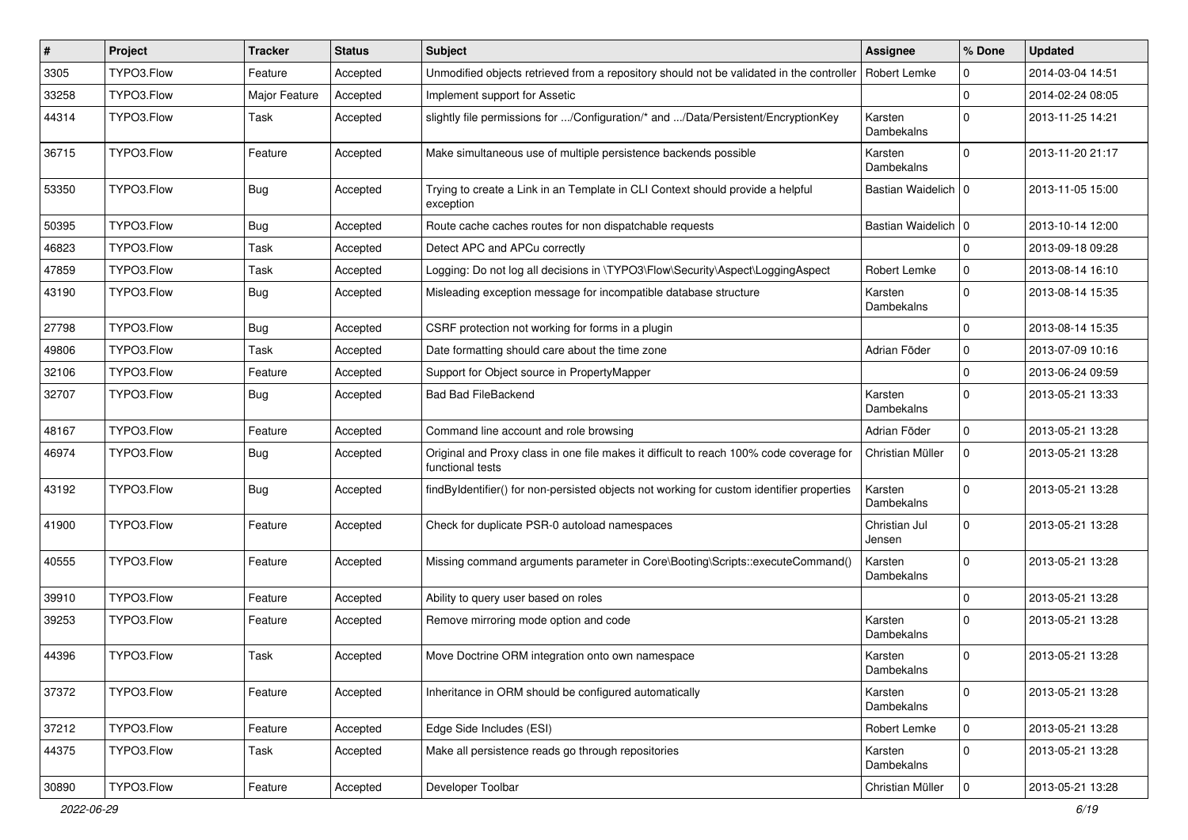| # | Project | Tracker | Status | Subject | Assignee | % Done | Updated |
|---|---|---|---|---|---|---|---|
| 3305 | TYPO3.Flow | Feature | Accepted | Unmodified objects retrieved from a repository should not be validated in the controller | Robert Lemke | 0 | 2014-03-04 14:51 |
| 33258 | TYPO3.Flow | Major Feature | Accepted | Implement support for Assetic | | 0 | 2014-02-24 08:05 |
| 44314 | TYPO3.Flow | Task | Accepted | slightly file permissions for .../Configuration/* and .../Data/Persistent/EncryptionKey | Karsten Dambekalns | 0 | 2013-11-25 14:21 |
| 36715 | TYPO3.Flow | Feature | Accepted | Make simultaneous use of multiple persistence backends possible | Karsten Dambekalns | 0 | 2013-11-20 21:17 |
| 53350 | TYPO3.Flow | Bug | Accepted | Trying to create a Link in an Template in CLI Context should provide a helpful exception | Bastian Waidelich | 0 | 2013-11-05 15:00 |
| 50395 | TYPO3.Flow | Bug | Accepted | Route cache caches routes for non dispatchable requests | Bastian Waidelich | 0 | 2013-10-14 12:00 |
| 46823 | TYPO3.Flow | Task | Accepted | Detect APC and APCu correctly | | 0 | 2013-09-18 09:28 |
| 47859 | TYPO3.Flow | Task | Accepted | Logging: Do not log all decisions in \TYPO3\Flow\Security\Aspect\LoggingAspect | Robert Lemke | 0 | 2013-08-14 16:10 |
| 43190 | TYPO3.Flow | Bug | Accepted | Misleading exception message for incompatible database structure | Karsten Dambekalns | 0 | 2013-08-14 15:35 |
| 27798 | TYPO3.Flow | Bug | Accepted | CSRF protection not working for forms in a plugin | | 0 | 2013-08-14 15:35 |
| 49806 | TYPO3.Flow | Task | Accepted | Date formatting should care about the time zone | Adrian Föder | 0 | 2013-07-09 10:16 |
| 32106 | TYPO3.Flow | Feature | Accepted | Support for Object source in PropertyMapper | | 0 | 2013-06-24 09:59 |
| 32707 | TYPO3.Flow | Bug | Accepted | Bad Bad FileBackend | Karsten Dambekalns | 0 | 2013-05-21 13:33 |
| 48167 | TYPO3.Flow | Feature | Accepted | Command line account and role browsing | Adrian Föder | 0 | 2013-05-21 13:28 |
| 46974 | TYPO3.Flow | Bug | Accepted | Original and Proxy class in one file makes it difficult to reach 100% code coverage for functional tests | Christian Müller | 0 | 2013-05-21 13:28 |
| 43192 | TYPO3.Flow | Bug | Accepted | findByIdentifier() for non-persisted objects not working for custom identifier properties | Karsten Dambekalns | 0 | 2013-05-21 13:28 |
| 41900 | TYPO3.Flow | Feature | Accepted | Check for duplicate PSR-0 autoload namespaces | Christian Jul Jensen | 0 | 2013-05-21 13:28 |
| 40555 | TYPO3.Flow | Feature | Accepted | Missing command arguments parameter in Core\Booting\Scripts::executeCommand() | Karsten Dambekalns | 0 | 2013-05-21 13:28 |
| 39910 | TYPO3.Flow | Feature | Accepted | Ability to query user based on roles | | 0 | 2013-05-21 13:28 |
| 39253 | TYPO3.Flow | Feature | Accepted | Remove mirroring mode option and code | Karsten Dambekalns | 0 | 2013-05-21 13:28 |
| 44396 | TYPO3.Flow | Task | Accepted | Move Doctrine ORM integration onto own namespace | Karsten Dambekalns | 0 | 2013-05-21 13:28 |
| 37372 | TYPO3.Flow | Feature | Accepted | Inheritance in ORM should be configured automatically | Karsten Dambekalns | 0 | 2013-05-21 13:28 |
| 37212 | TYPO3.Flow | Feature | Accepted | Edge Side Includes (ESI) | Robert Lemke | 0 | 2013-05-21 13:28 |
| 44375 | TYPO3.Flow | Task | Accepted | Make all persistence reads go through repositories | Karsten Dambekalns | 0 | 2013-05-21 13:28 |
| 30890 | TYPO3.Flow | Feature | Accepted | Developer Toolbar | Christian Müller | 0 | 2013-05-21 13:28 |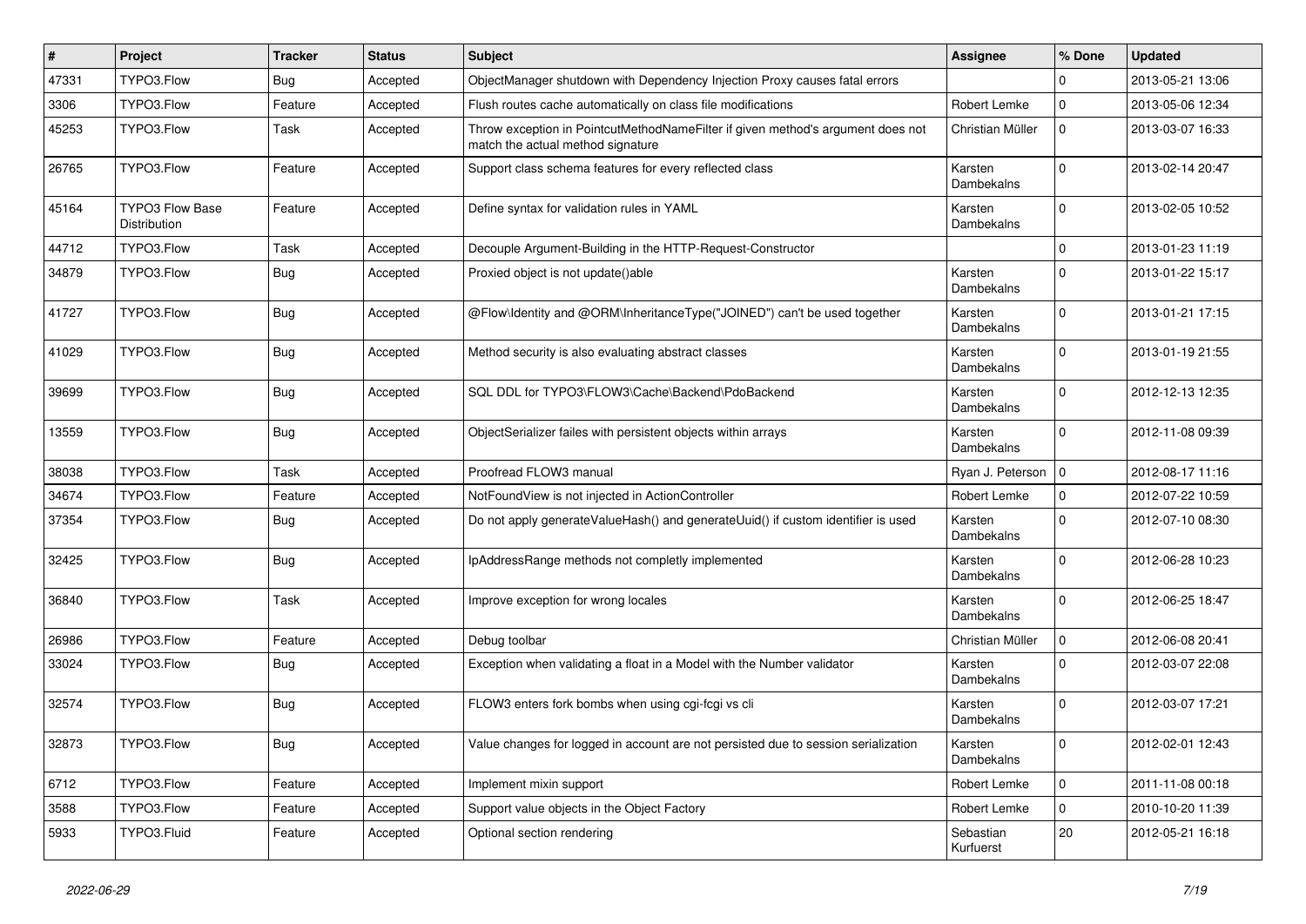| # | Project | Tracker | Status | Subject | Assignee | % Done | Updated |
|---|---|---|---|---|---|---|---|
| 47331 | TYPO3.Flow | Bug | Accepted | ObjectManager shutdown with Dependency Injection Proxy causes fatal errors | | 0 | 2013-05-21 13:06 |
| 3306 | TYPO3.Flow | Feature | Accepted | Flush routes cache automatically on class file modifications | Robert Lemke | 0 | 2013-05-06 12:34 |
| 45253 | TYPO3.Flow | Task | Accepted | Throw exception in PointcutMethodNameFilter if given method's argument does not match the actual method signature | Christian Müller | 0 | 2013-03-07 16:33 |
| 26765 | TYPO3.Flow | Feature | Accepted | Support class schema features for every reflected class | Karsten Dambekalns | 0 | 2013-02-14 20:47 |
| 45164 | TYPO3 Flow Base Distribution | Feature | Accepted | Define syntax for validation rules in YAML | Karsten Dambekalns | 0 | 2013-02-05 10:52 |
| 44712 | TYPO3.Flow | Task | Accepted | Decouple Argument-Building in the HTTP-Request-Constructor | | 0 | 2013-01-23 11:19 |
| 34879 | TYPO3.Flow | Bug | Accepted | Proxied object is not update()able | Karsten Dambekalns | 0 | 2013-01-22 15:17 |
| 41727 | TYPO3.Flow | Bug | Accepted | @Flow\Identity and @ORM\InheritanceType("JOINED") can't be used together | Karsten Dambekalns | 0 | 2013-01-21 17:15 |
| 41029 | TYPO3.Flow | Bug | Accepted | Method security is also evaluating abstract classes | Karsten Dambekalns | 0 | 2013-01-19 21:55 |
| 39699 | TYPO3.Flow | Bug | Accepted | SQL DDL for TYPO3\FLOW3\Cache\Backend\PdoBackend | Karsten Dambekalns | 0 | 2012-12-13 12:35 |
| 13559 | TYPO3.Flow | Bug | Accepted | ObjectSerializer failes with persistent objects within arrays | Karsten Dambekalns | 0 | 2012-11-08 09:39 |
| 38038 | TYPO3.Flow | Task | Accepted | Proofread FLOW3 manual | Ryan J. Peterson | 0 | 2012-08-17 11:16 |
| 34674 | TYPO3.Flow | Feature | Accepted | NotFoundView is not injected in ActionController | Robert Lemke | 0 | 2012-07-22 10:59 |
| 37354 | TYPO3.Flow | Bug | Accepted | Do not apply generateValueHash() and generateUuid() if custom identifier is used | Karsten Dambekalns | 0 | 2012-07-10 08:30 |
| 32425 | TYPO3.Flow | Bug | Accepted | IpAddressRange methods not completly implemented | Karsten Dambekalns | 0 | 2012-06-28 10:23 |
| 36840 | TYPO3.Flow | Task | Accepted | Improve exception for wrong locales | Karsten Dambekalns | 0 | 2012-06-25 18:47 |
| 26986 | TYPO3.Flow | Feature | Accepted | Debug toolbar | Christian Müller | 0 | 2012-06-08 20:41 |
| 33024 | TYPO3.Flow | Bug | Accepted | Exception when validating a float in a Model with the Number validator | Karsten Dambekalns | 0 | 2012-03-07 22:08 |
| 32574 | TYPO3.Flow | Bug | Accepted | FLOW3 enters fork bombs when using cgi-fcgi vs cli | Karsten Dambekalns | 0 | 2012-03-07 17:21 |
| 32873 | TYPO3.Flow | Bug | Accepted | Value changes for logged in account are not persisted due to session serialization | Karsten Dambekalns | 0 | 2012-02-01 12:43 |
| 6712 | TYPO3.Flow | Feature | Accepted | Implement mixin support | Robert Lemke | 0 | 2011-11-08 00:18 |
| 3588 | TYPO3.Flow | Feature | Accepted | Support value objects in the Object Factory | Robert Lemke | 0 | 2010-10-20 11:39 |
| 5933 | TYPO3.Fluid | Feature | Accepted | Optional section rendering | Sebastian Kurfuerst | 20 | 2012-05-21 16:18 |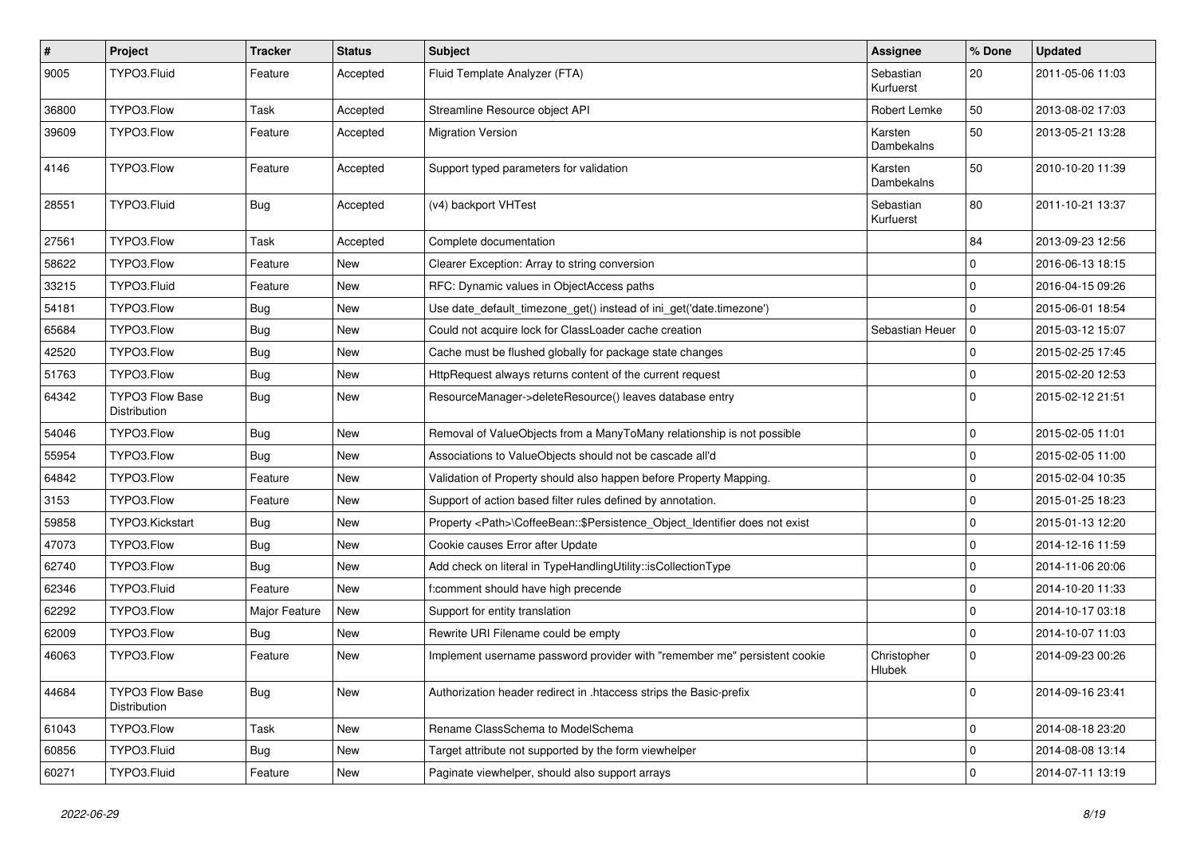| # | Project | Tracker | Status | Subject | Assignee | % Done | Updated |
|---|---|---|---|---|---|---|---|
| 9005 | TYPO3.Fluid | Feature | Accepted | Fluid Template Analyzer (FTA) | Sebastian Kurfuerst | 20 | 2011-05-06 11:03 |
| 36800 | TYPO3.Flow | Task | Accepted | Streamline Resource object API | Robert Lemke | 50 | 2013-08-02 17:03 |
| 39609 | TYPO3.Flow | Feature | Accepted | Migration Version | Karsten Dambekalns | 50 | 2013-05-21 13:28 |
| 4146 | TYPO3.Flow | Feature | Accepted | Support typed parameters for validation | Karsten Dambekalns | 50 | 2010-10-20 11:39 |
| 28551 | TYPO3.Fluid | Bug | Accepted | (v4) backport VHTest | Sebastian Kurfuerst | 80 | 2011-10-21 13:37 |
| 27561 | TYPO3.Flow | Task | Accepted | Complete documentation | | 84 | 2013-09-23 12:56 |
| 58622 | TYPO3.Flow | Feature | New | Clearer Exception: Array to string conversion | | 0 | 2016-06-13 18:15 |
| 33215 | TYPO3.Fluid | Feature | New | RFC: Dynamic values in ObjectAccess paths | | 0 | 2016-04-15 09:26 |
| 54181 | TYPO3.Flow | Bug | New | Use date_default_timezone_get() instead of ini_get('date.timezone') | | 0 | 2015-06-01 18:54 |
| 65684 | TYPO3.Flow | Bug | New | Could not acquire lock for ClassLoader cache creation | Sebastian Heuer | 0 | 2015-03-12 15:07 |
| 42520 | TYPO3.Flow | Bug | New | Cache must be flushed globally for package state changes | | 0 | 2015-02-25 17:45 |
| 51763 | TYPO3.Flow | Bug | New | HttpRequest always returns content of the current request | | 0 | 2015-02-20 12:53 |
| 64342 | TYPO3 Flow Base Distribution | Bug | New | ResourceManager->deleteResource() leaves database entry | | 0 | 2015-02-12 21:51 |
| 54046 | TYPO3.Flow | Bug | New | Removal of ValueObjects from a ManyToMany relationship is not possible | | 0 | 2015-02-05 11:01 |
| 55954 | TYPO3.Flow | Bug | New | Associations to ValueObjects should not be cascade all'd | | 0 | 2015-02-05 11:00 |
| 64842 | TYPO3.Flow | Feature | New | Validation of Property should also happen before Property Mapping. | | 0 | 2015-02-04 10:35 |
| 3153 | TYPO3.Flow | Feature | New | Support of action based filter rules defined by annotation. | | 0 | 2015-01-25 18:23 |
| 59858 | TYPO3.Kickstart | Bug | New | Property <Path>\CoffeeBean::$Persistence_Object_Identifier does not exist | | 0 | 2015-01-13 12:20 |
| 47073 | TYPO3.Flow | Bug | New | Cookie causes Error after Update | | 0 | 2014-12-16 11:59 |
| 62740 | TYPO3.Flow | Bug | New | Add check on literal in TypeHandlingUtility::isCollectionType | | 0 | 2014-11-06 20:06 |
| 62346 | TYPO3.Fluid | Feature | New | f:comment should have high precende | | 0 | 2014-10-20 11:33 |
| 62292 | TYPO3.Flow | Major Feature | New | Support for entity translation | | 0 | 2014-10-17 03:18 |
| 62009 | TYPO3.Flow | Bug | New | Rewrite URI Filename could be empty | | 0 | 2014-10-07 11:03 |
| 46063 | TYPO3.Flow | Feature | New | Implement username password provider with "remember me" persistent cookie | Christopher Hlubek | 0 | 2014-09-23 00:26 |
| 44684 | TYPO3 Flow Base Distribution | Bug | New | Authorization header redirect in .htaccess strips the Basic-prefix | | 0 | 2014-09-16 23:41 |
| 61043 | TYPO3.Flow | Task | New | Rename ClassSchema to ModelSchema | | 0 | 2014-08-18 23:20 |
| 60856 | TYPO3.Fluid | Bug | New | Target attribute not supported by the form viewhelper | | 0 | 2014-08-08 13:14 |
| 60271 | TYPO3.Fluid | Feature | New | Paginate viewhelper, should also support arrays | | 0 | 2014-07-11 13:19 |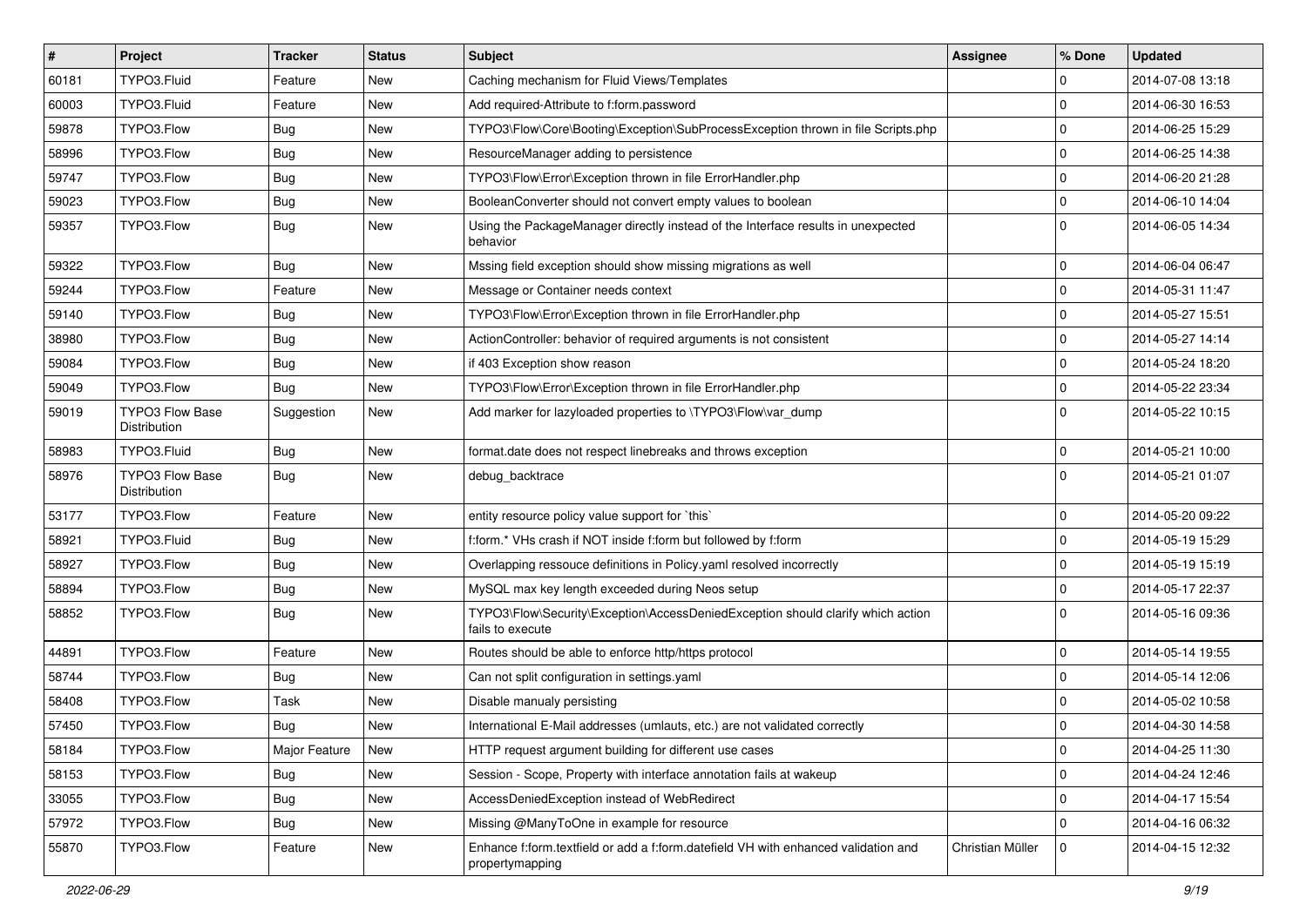| # | Project | Tracker | Status | Subject | Assignee | % Done | Updated |
|---|---|---|---|---|---|---|---|
| 60181 | TYPO3.Fluid | Feature | New | Caching mechanism for Fluid Views/Templates | | 0 | 2014-07-08 13:18 |
| 60003 | TYPO3.Fluid | Feature | New | Add required-Attribute to f:form.password | | 0 | 2014-06-30 16:53 |
| 59878 | TYPO3.Flow | Bug | New | TYPO3\Flow\Core\Booting\Exception\SubProcessException thrown in file Scripts.php | | 0 | 2014-06-25 15:29 |
| 58996 | TYPO3.Flow | Bug | New | ResourceManager adding to persistence | | 0 | 2014-06-25 14:38 |
| 59747 | TYPO3.Flow | Bug | New | TYPO3\Flow\Error\Exception thrown in file ErrorHandler.php | | 0 | 2014-06-20 21:28 |
| 59023 | TYPO3.Flow | Bug | New | BooleanConverter should not convert empty values to boolean | | 0 | 2014-06-10 14:04 |
| 59357 | TYPO3.Flow | Bug | New | Using the PackageManager directly instead of the Interface results in unexpected behavior | | 0 | 2014-06-05 14:34 |
| 59322 | TYPO3.Flow | Bug | New | Mssing field exception should show missing migrations as well | | 0 | 2014-06-04 06:47 |
| 59244 | TYPO3.Flow | Feature | New | Message or Container needs context | | 0 | 2014-05-31 11:47 |
| 59140 | TYPO3.Flow | Bug | New | TYPO3\Flow\Error\Exception thrown in file ErrorHandler.php | | 0 | 2014-05-27 15:51 |
| 38980 | TYPO3.Flow | Bug | New | ActionController: behavior of required arguments is not consistent | | 0 | 2014-05-27 14:14 |
| 59084 | TYPO3.Flow | Bug | New | if 403 Exception show reason | | 0 | 2014-05-24 18:20 |
| 59049 | TYPO3.Flow | Bug | New | TYPO3\Flow\Error\Exception thrown in file ErrorHandler.php | | 0 | 2014-05-22 23:34 |
| 59019 | TYPO3 Flow Base Distribution | Suggestion | New | Add marker for lazyloaded properties to \TYPO3\Flow\var_dump | | 0 | 2014-05-22 10:15 |
| 58983 | TYPO3.Fluid | Bug | New | format.date does not respect linebreaks and throws exception | | 0 | 2014-05-21 10:00 |
| 58976 | TYPO3 Flow Base Distribution | Bug | New | debug_backtrace | | 0 | 2014-05-21 01:07 |
| 53177 | TYPO3.Flow | Feature | New | entity resource policy value support for `this` | | 0 | 2014-05-20 09:22 |
| 58921 | TYPO3.Fluid | Bug | New | f:form.* VHs crash if NOT inside f:form but followed by f:form | | 0 | 2014-05-19 15:29 |
| 58927 | TYPO3.Flow | Bug | New | Overlapping ressouce definitions in Policy.yaml resolved incorrectly | | 0 | 2014-05-19 15:19 |
| 58894 | TYPO3.Flow | Bug | New | MySQL max key length exceeded during Neos setup | | 0 | 2014-05-17 22:37 |
| 58852 | TYPO3.Flow | Bug | New | TYPO3\Flow\Security\Exception\AccessDeniedException should clarify which action fails to execute | | 0 | 2014-05-16 09:36 |
| 44891 | TYPO3.Flow | Feature | New | Routes should be able to enforce http/https protocol | | 0 | 2014-05-14 19:55 |
| 58744 | TYPO3.Flow | Bug | New | Can not split configuration in settings.yaml | | 0 | 2014-05-14 12:06 |
| 58408 | TYPO3.Flow | Task | New | Disable manualy persisting | | 0 | 2014-05-02 10:58 |
| 57450 | TYPO3.Flow | Bug | New | International E-Mail addresses (umlauts, etc.) are not validated correctly | | 0 | 2014-04-30 14:58 |
| 58184 | TYPO3.Flow | Major Feature | New | HTTP request argument building for different use cases | | 0 | 2014-04-25 11:30 |
| 58153 | TYPO3.Flow | Bug | New | Session - Scope, Property with interface annotation fails at wakeup | | 0 | 2014-04-24 12:46 |
| 33055 | TYPO3.Flow | Bug | New | AccessDeniedException instead of WebRedirect | | 0 | 2014-04-17 15:54 |
| 57972 | TYPO3.Flow | Bug | New | Missing @ManyToOne in example for resource | | 0 | 2014-04-16 06:32 |
| 55870 | TYPO3.Flow | Feature | New | Enhance f:form.textfield or add a f:form.datefield VH with enhanced validation and propertymapping | Christian Müller | 0 | 2014-04-15 12:32 |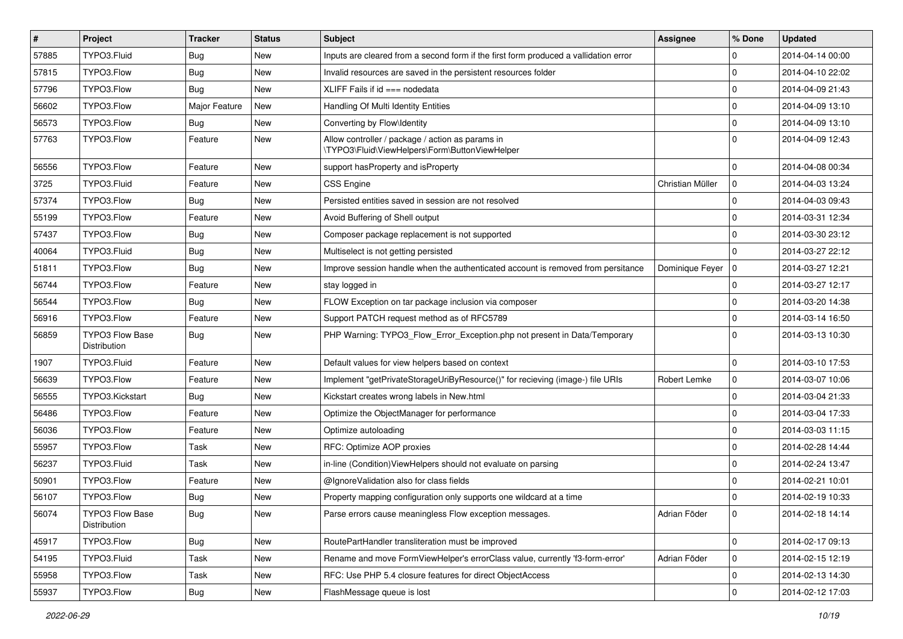| # | Project | Tracker | Status | Subject | Assignee | % Done | Updated |
|---|---|---|---|---|---|---|---|
| 57885 | TYPO3.Fluid | Bug | New | Inputs are cleared from a second form if the first form produced a vallidation error | | 0 | 2014-04-14 00:00 |
| 57815 | TYPO3.Flow | Bug | New | Invalid resources are saved in the persistent resources folder | | 0 | 2014-04-10 22:02 |
| 57796 | TYPO3.Flow | Bug | New | XLIFF Fails if id === nodedata | | 0 | 2014-04-09 21:43 |
| 56602 | TYPO3.Flow | Major Feature | New | Handling Of Multi Identity Entities | | 0 | 2014-04-09 13:10 |
| 56573 | TYPO3.Flow | Bug | New | Converting by Flow\Identity | | 0 | 2014-04-09 13:10 |
| 57763 | TYPO3.Flow | Feature | New | Allow controller / package / action as params in \TYPO3\Fluid\ViewHelpers\Form\ButtonViewHelper | | 0 | 2014-04-09 12:43 |
| 56556 | TYPO3.Flow | Feature | New | support hasProperty and isProperty | | 0 | 2014-04-08 00:34 |
| 3725 | TYPO3.Fluid | Feature | New | CSS Engine | Christian Müller | 0 | 2014-04-03 13:24 |
| 57374 | TYPO3.Flow | Bug | New | Persisted entities saved in session are not resolved | | 0 | 2014-04-03 09:43 |
| 55199 | TYPO3.Flow | Feature | New | Avoid Buffering of Shell output | | 0 | 2014-03-31 12:34 |
| 57437 | TYPO3.Flow | Bug | New | Composer package replacement is not supported | | 0 | 2014-03-30 23:12 |
| 40064 | TYPO3.Fluid | Bug | New | Multiselect is not getting persisted | | 0 | 2014-03-27 22:12 |
| 51811 | TYPO3.Flow | Bug | New | Improve session handle when the authenticated account is removed from persitance | Dominique Feyer | 0 | 2014-03-27 12:21 |
| 56744 | TYPO3.Flow | Feature | New | stay logged in | | 0 | 2014-03-27 12:17 |
| 56544 | TYPO3.Flow | Bug | New | FLOW Exception on tar package inclusion via composer | | 0 | 2014-03-20 14:38 |
| 56916 | TYPO3.Flow | Feature | New | Support PATCH request method as of RFC5789 | | 0 | 2014-03-14 16:50 |
| 56859 | TYPO3 Flow Base Distribution | Bug | New | PHP Warning: TYPO3_Flow_Error_Exception.php not present in Data/Temporary | | 0 | 2014-03-13 10:30 |
| 1907 | TYPO3.Fluid | Feature | New | Default values for view helpers based on context | | 0 | 2014-03-10 17:53 |
| 56639 | TYPO3.Flow | Feature | New | Implement "getPrivateStorageUriByResource()" for recieving (image-) file URIs | Robert Lemke | 0 | 2014-03-07 10:06 |
| 56555 | TYPO3.Kickstart | Bug | New | Kickstart creates wrong labels in New.html | | 0 | 2014-03-04 21:33 |
| 56486 | TYPO3.Flow | Feature | New | Optimize the ObjectManager for performance | | 0 | 2014-03-04 17:33 |
| 56036 | TYPO3.Flow | Feature | New | Optimize autoloading | | 0 | 2014-03-03 11:15 |
| 55957 | TYPO3.Flow | Task | New | RFC: Optimize AOP proxies | | 0 | 2014-02-28 14:44 |
| 56237 | TYPO3.Fluid | Task | New | in-line (Condition)ViewHelpers should not evaluate on parsing | | 0 | 2014-02-24 13:47 |
| 50901 | TYPO3.Flow | Feature | New | @IgnoreValidation also for class fields | | 0 | 2014-02-21 10:01 |
| 56107 | TYPO3.Flow | Bug | New | Property mapping configuration only supports one wildcard at a time | | 0 | 2014-02-19 10:33 |
| 56074 | TYPO3 Flow Base Distribution | Bug | New | Parse errors cause meaningless Flow exception messages. | Adrian Föder | 0 | 2014-02-18 14:14 |
| 45917 | TYPO3.Flow | Bug | New | RoutePartHandler transliteration must be improved | | 0 | 2014-02-17 09:13 |
| 54195 | TYPO3.Fluid | Task | New | Rename and move FormViewHelper's errorClass value, currently 'f3-form-error' | Adrian Föder | 0 | 2014-02-15 12:19 |
| 55958 | TYPO3.Flow | Task | New | RFC: Use PHP 5.4 closure features for direct ObjectAccess | | 0 | 2014-02-13 14:30 |
| 55937 | TYPO3.Flow | Bug | New | FlashMessage queue is lost | | 0 | 2014-02-12 17:03 |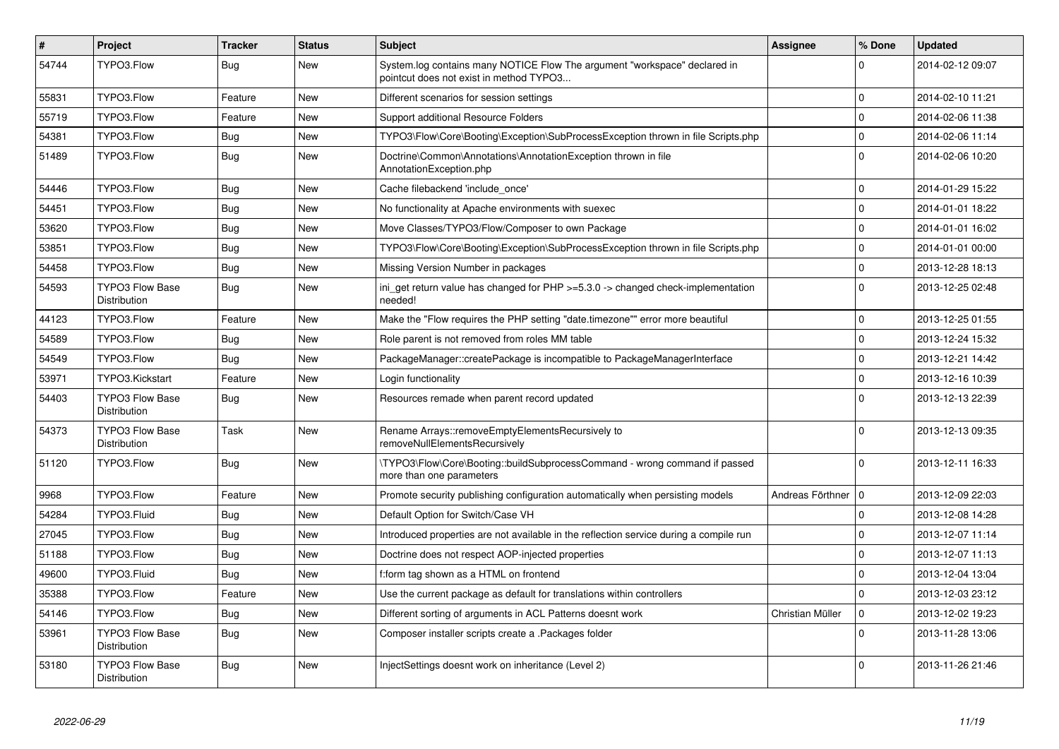| # | Project | Tracker | Status | Subject | Assignee | % Done | Updated |
|---|---|---|---|---|---|---|---|
| 54744 | TYPO3.Flow | Bug | New | System.log contains many NOTICE Flow The argument "workspace" declared in pointcut does not exist in method TYPO3... | | 0 | 2014-02-12 09:07 |
| 55831 | TYPO3.Flow | Feature | New | Different scenarios for session settings | | 0 | 2014-02-10 11:21 |
| 55719 | TYPO3.Flow | Feature | New | Support additional Resource Folders | | 0 | 2014-02-06 11:38 |
| 54381 | TYPO3.Flow | Bug | New | TYPO3\Flow\Core\Booting\Exception\SubProcessException thrown in file Scripts.php | | 0 | 2014-02-06 11:14 |
| 51489 | TYPO3.Flow | Bug | New | Doctrine\Common\Annotations\AnnotationException thrown in file AnnotationException.php | | 0 | 2014-02-06 10:20 |
| 54446 | TYPO3.Flow | Bug | New | Cache filebackend 'include_once' | | 0 | 2014-01-29 15:22 |
| 54451 | TYPO3.Flow | Bug | New | No functionality at Apache environments with suexec | | 0 | 2014-01-01 18:22 |
| 53620 | TYPO3.Flow | Bug | New | Move Classes/TYPO3/Flow/Composer to own Package | | 0 | 2014-01-01 16:02 |
| 53851 | TYPO3.Flow | Bug | New | TYPO3\Flow\Core\Booting\Exception\SubProcessException thrown in file Scripts.php | | 0 | 2014-01-01 00:00 |
| 54458 | TYPO3.Flow | Bug | New | Missing Version Number in packages | | 0 | 2013-12-28 18:13 |
| 54593 | TYPO3 Flow Base Distribution | Bug | New | ini_get return value has changed for PHP >=5.3.0 -> changed check-implementation needed! | | 0 | 2013-12-25 02:48 |
| 44123 | TYPO3.Flow | Feature | New | Make the "Flow requires the PHP setting "date.timezone"" error more beautiful | | 0 | 2013-12-25 01:55 |
| 54589 | TYPO3.Flow | Bug | New | Role parent is not removed from roles MM table | | 0 | 2013-12-24 15:32 |
| 54549 | TYPO3.Flow | Bug | New | PackageManager::createPackage is incompatible to PackageManagerInterface | | 0 | 2013-12-21 14:42 |
| 53971 | TYPO3.Kickstart | Feature | New | Login functionality | | 0 | 2013-12-16 10:39 |
| 54403 | TYPO3 Flow Base Distribution | Bug | New | Resources remade when parent record updated | | 0 | 2013-12-13 22:39 |
| 54373 | TYPO3 Flow Base Distribution | Task | New | Rename Arrays::removeEmptyElementsRecursively to removeNullElementsRecursively | | 0 | 2013-12-13 09:35 |
| 51120 | TYPO3.Flow | Bug | New | \TYPO3\Flow\Core\Booting::buildSubprocessCommand - wrong command if passed more than one parameters | | 0 | 2013-12-11 16:33 |
| 9968 | TYPO3.Flow | Feature | New | Promote security publishing configuration automatically when persisting models | Andreas Förthner | 0 | 2013-12-09 22:03 |
| 54284 | TYPO3.Fluid | Bug | New | Default Option for Switch/Case VH | | 0 | 2013-12-08 14:28 |
| 27045 | TYPO3.Flow | Bug | New | Introduced properties are not available in the reflection service during a compile run | | 0 | 2013-12-07 11:14 |
| 51188 | TYPO3.Flow | Bug | New | Doctrine does not respect AOP-injected properties | | 0 | 2013-12-07 11:13 |
| 49600 | TYPO3.Fluid | Bug | New | f:form tag shown as a HTML on frontend | | 0 | 2013-12-04 13:04 |
| 35388 | TYPO3.Flow | Feature | New | Use the current package as default for translations within controllers | | 0 | 2013-12-03 23:12 |
| 54146 | TYPO3.Flow | Bug | New | Different sorting of arguments in ACL Patterns doesnt work | Christian Müller | 0 | 2013-12-02 19:23 |
| 53961 | TYPO3 Flow Base Distribution | Bug | New | Composer installer scripts create a .Packages folder | | 0 | 2013-11-28 13:06 |
| 53180 | TYPO3 Flow Base Distribution | Bug | New | InjectSettings doesnt work on inheritance (Level 2) | | 0 | 2013-11-26 21:46 |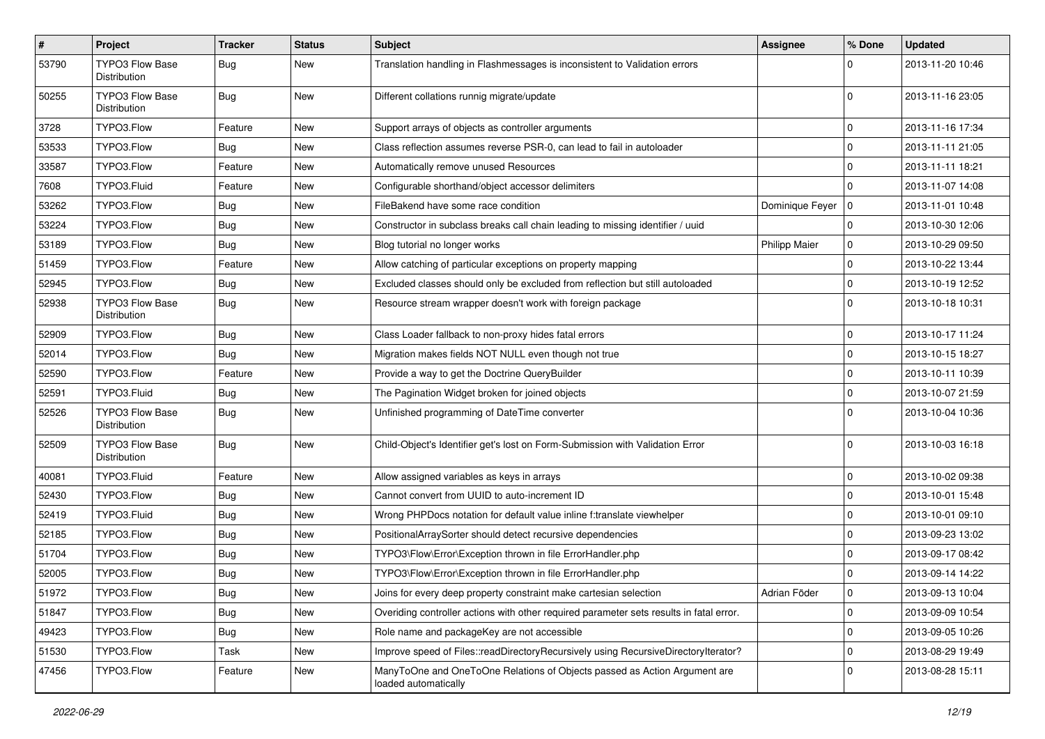| # | Project | Tracker | Status | Subject | Assignee | % Done | Updated |
|---|---|---|---|---|---|---|---|
| 53790 | TYPO3 Flow Base Distribution | Bug | New | Translation handling in Flashmessages is inconsistent to Validation errors | | 0 | 2013-11-20 10:46 |
| 50255 | TYPO3 Flow Base Distribution | Bug | New | Different collations runnig migrate/update | | 0 | 2013-11-16 23:05 |
| 3728 | TYPO3.Flow | Feature | New | Support arrays of objects as controller arguments | | 0 | 2013-11-16 17:34 |
| 53533 | TYPO3.Flow | Bug | New | Class reflection assumes reverse PSR-0, can lead to fail in autoloader | | 0 | 2013-11-11 21:05 |
| 33587 | TYPO3.Flow | Feature | New | Automatically remove unused Resources | | 0 | 2013-11-11 18:21 |
| 7608 | TYPO3.Fluid | Feature | New | Configurable shorthand/object accessor delimiters | | 0 | 2013-11-07 14:08 |
| 53262 | TYPO3.Flow | Bug | New | FileBakend have some race condition | Dominique Feyer | 0 | 2013-11-01 10:48 |
| 53224 | TYPO3.Flow | Bug | New | Constructor in subclass breaks call chain leading to missing identifier / uuid | | 0 | 2013-10-30 12:06 |
| 53189 | TYPO3.Flow | Bug | New | Blog tutorial no longer works | Philipp Maier | 0 | 2013-10-29 09:50 |
| 51459 | TYPO3.Flow | Feature | New | Allow catching of particular exceptions on property mapping | | 0 | 2013-10-22 13:44 |
| 52945 | TYPO3.Flow | Bug | New | Excluded classes should only be excluded from reflection but still autoloaded | | 0 | 2013-10-19 12:52 |
| 52938 | TYPO3 Flow Base Distribution | Bug | New | Resource stream wrapper doesn't work with foreign package | | 0 | 2013-10-18 10:31 |
| 52909 | TYPO3.Flow | Bug | New | Class Loader fallback to non-proxy hides fatal errors | | 0 | 2013-10-17 11:24 |
| 52014 | TYPO3.Flow | Bug | New | Migration makes fields NOT NULL even though not true | | 0 | 2013-10-15 18:27 |
| 52590 | TYPO3.Flow | Feature | New | Provide a way to get the Doctrine QueryBuilder | | 0 | 2013-10-11 10:39 |
| 52591 | TYPO3.Fluid | Bug | New | The Pagination Widget broken for joined objects | | 0 | 2013-10-07 21:59 |
| 52526 | TYPO3 Flow Base Distribution | Bug | New | Unfinished programming of DateTime converter | | 0 | 2013-10-04 10:36 |
| 52509 | TYPO3 Flow Base Distribution | Bug | New | Child-Object's Identifier get's lost on Form-Submission with Validation Error | | 0 | 2013-10-03 16:18 |
| 40081 | TYPO3.Fluid | Feature | New | Allow assigned variables as keys in arrays | | 0 | 2013-10-02 09:38 |
| 52430 | TYPO3.Flow | Bug | New | Cannot convert from UUID to auto-increment ID | | 0 | 2013-10-01 15:48 |
| 52419 | TYPO3.Fluid | Bug | New | Wrong PHPDocs notation for default value inline f:translate viewhelper | | 0 | 2013-10-01 09:10 |
| 52185 | TYPO3.Flow | Bug | New | PositionalArraySorter should detect recursive dependencies | | 0 | 2013-09-23 13:02 |
| 51704 | TYPO3.Flow | Bug | New | TYPO3\Flow\Error\Exception thrown in file ErrorHandler.php | | 0 | 2013-09-17 08:42 |
| 52005 | TYPO3.Flow | Bug | New | TYPO3\Flow\Error\Exception thrown in file ErrorHandler.php | | 0 | 2013-09-14 14:22 |
| 51972 | TYPO3.Flow | Bug | New | Joins for every deep property constraint make cartesian selection | Adrian Föder | 0 | 2013-09-13 10:04 |
| 51847 | TYPO3.Flow | Bug | New | Overiding controller actions with other required parameter sets results in fatal error. | | 0 | 2013-09-09 10:54 |
| 49423 | TYPO3.Flow | Bug | New | Role name and packageKey are not accessible | | 0 | 2013-09-05 10:26 |
| 51530 | TYPO3.Flow | Task | New | Improve speed of Files::readDirectoryRecursively using RecursiveDirectoryIterator? | | 0 | 2013-08-29 19:49 |
| 47456 | TYPO3.Flow | Feature | New | ManyToOne and OneToOne Relations of Objects passed as Action Argument are loaded automatically | | 0 | 2013-08-28 15:11 |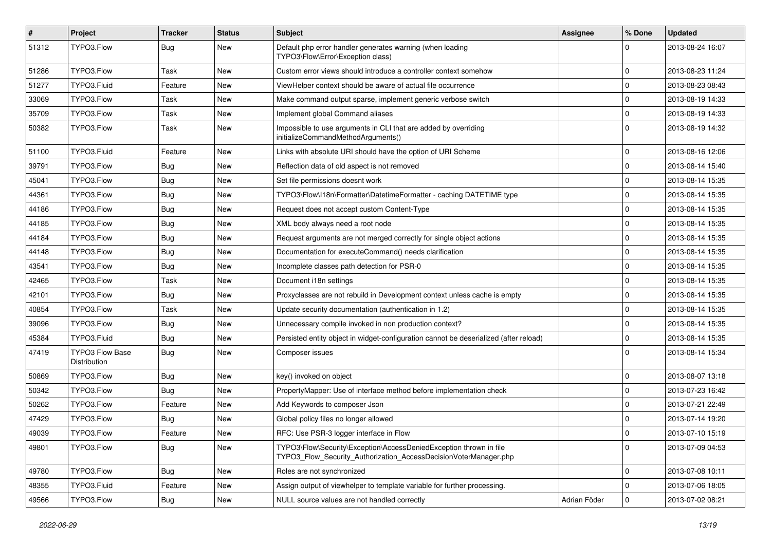| # | Project | Tracker | Status | Subject | Assignee | % Done | Updated |
|---|---|---|---|---|---|---|---|
| 51312 | TYPO3.Flow | Bug | New | Default php error handler generates warning (when loading TYPO3\Flow\Error\Exception class) | | 0 | 2013-08-24 16:07 |
| 51286 | TYPO3.Flow | Task | New | Custom error views should introduce a controller context somehow | | 0 | 2013-08-23 11:24 |
| 51277 | TYPO3.Fluid | Feature | New | ViewHelper context should be aware of actual file occurrence | | 0 | 2013-08-23 08:43 |
| 33069 | TYPO3.Flow | Task | New | Make command output sparse, implement generic verbose switch | | 0 | 2013-08-19 14:33 |
| 35709 | TYPO3.Flow | Task | New | Implement global Command aliases | | 0 | 2013-08-19 14:33 |
| 50382 | TYPO3.Flow | Task | New | Impossible to use arguments in CLI that are added by overriding initializeCommandMethodArguments() | | 0 | 2013-08-19 14:32 |
| 51100 | TYPO3.Fluid | Feature | New | Links with absolute URI should have the option of URI Scheme | | 0 | 2013-08-16 12:06 |
| 39791 | TYPO3.Flow | Bug | New | Reflection data of old aspect is not removed | | 0 | 2013-08-14 15:40 |
| 45041 | TYPO3.Flow | Bug | New | Set file permissions doesnt work | | 0 | 2013-08-14 15:35 |
| 44361 | TYPO3.Flow | Bug | New | TYPO3\Flow\I18n\Formatter\DatetimeFormatter - caching DATETIME type | | 0 | 2013-08-14 15:35 |
| 44186 | TYPO3.Flow | Bug | New | Request does not accept custom Content-Type | | 0 | 2013-08-14 15:35 |
| 44185 | TYPO3.Flow | Bug | New | XML body always need a root node | | 0 | 2013-08-14 15:35 |
| 44184 | TYPO3.Flow | Bug | New | Request arguments are not merged correctly for single object actions | | 0 | 2013-08-14 15:35 |
| 44148 | TYPO3.Flow | Bug | New | Documentation for executeCommand() needs clarification | | 0 | 2013-08-14 15:35 |
| 43541 | TYPO3.Flow | Bug | New | Incomplete classes path detection for PSR-0 | | 0 | 2013-08-14 15:35 |
| 42465 | TYPO3.Flow | Task | New | Document i18n settings | | 0 | 2013-08-14 15:35 |
| 42101 | TYPO3.Flow | Bug | New | Proxyclasses are not rebuild in Development context unless cache is empty | | 0 | 2013-08-14 15:35 |
| 40854 | TYPO3.Flow | Task | New | Update security documentation (authentication in 1.2) | | 0 | 2013-08-14 15:35 |
| 39096 | TYPO3.Flow | Bug | New | Unnecessary compile invoked in non production context? | | 0 | 2013-08-14 15:35 |
| 45384 | TYPO3.Fluid | Bug | New | Persisted entity object in widget-configuration cannot be deserialized (after reload) | | 0 | 2013-08-14 15:35 |
| 47419 | TYPO3 Flow Base Distribution | Bug | New | Composer issues | | 0 | 2013-08-14 15:34 |
| 50869 | TYPO3.Flow | Bug | New | key() invoked on object | | 0 | 2013-08-07 13:18 |
| 50342 | TYPO3.Flow | Bug | New | PropertyMapper: Use of interface method before implementation check | | 0 | 2013-07-23 16:42 |
| 50262 | TYPO3.Flow | Feature | New | Add Keywords to composer Json | | 0 | 2013-07-21 22:49 |
| 47429 | TYPO3.Flow | Bug | New | Global policy files no longer allowed | | 0 | 2013-07-14 19:20 |
| 49039 | TYPO3.Flow | Feature | New | RFC: Use PSR-3 logger interface in Flow | | 0 | 2013-07-10 15:19 |
| 49801 | TYPO3.Flow | Bug | New | TYPO3\Flow\Security\Exception\AccessDeniedException thrown in file TYPO3_Flow_Security_Authorization_AccessDecisionVoterManager.php | | 0 | 2013-07-09 04:53 |
| 49780 | TYPO3.Flow | Bug | New | Roles are not synchronized | | 0 | 2013-07-08 10:11 |
| 48355 | TYPO3.Fluid | Feature | New | Assign output of viewhelper to template variable for further processing. | | 0 | 2013-07-06 18:05 |
| 49566 | TYPO3.Flow | Bug | New | NULL source values are not handled correctly | Adrian Föder | 0 | 2013-07-02 08:21 |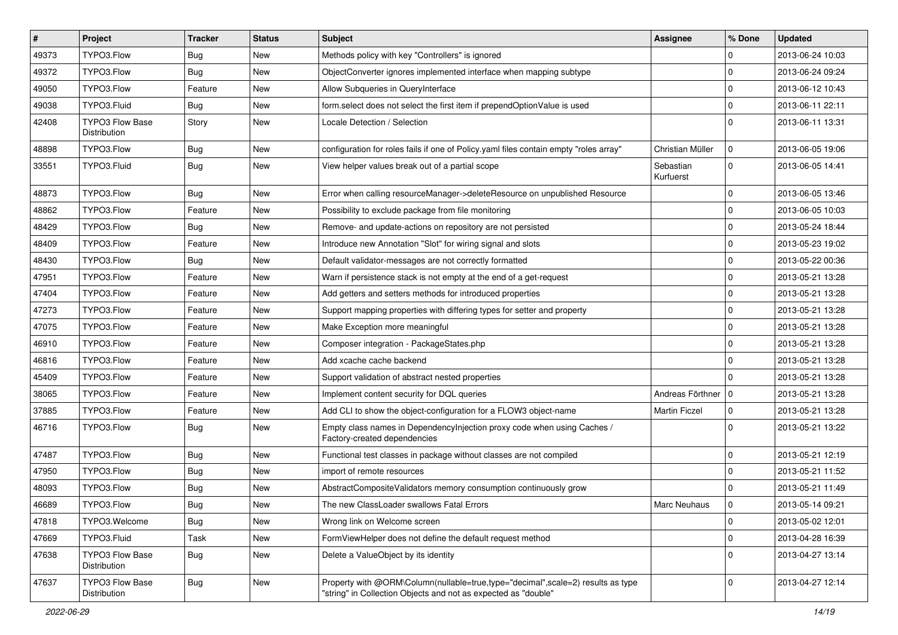| # | Project | Tracker | Status | Subject | Assignee | % Done | Updated |
|---|---|---|---|---|---|---|---|
| 49373 | TYPO3.Flow | Bug | New | Methods policy with key "Controllers" is ignored | | 0 | 2013-06-24 10:03 |
| 49372 | TYPO3.Flow | Bug | New | ObjectConverter ignores implemented interface when mapping subtype | | 0 | 2013-06-24 09:24 |
| 49050 | TYPO3.Flow | Feature | New | Allow Subqueries in QueryInterface | | 0 | 2013-06-12 10:43 |
| 49038 | TYPO3.Fluid | Bug | New | form.select does not select the first item if prependOptionValue is used | | 0 | 2013-06-11 22:11 |
| 42408 | TYPO3 Flow Base Distribution | Story | New | Locale Detection / Selection | | 0 | 2013-06-11 13:31 |
| 48898 | TYPO3.Flow | Bug | New | configuration for roles fails if one of Policy.yaml files contain empty "roles array" | Christian Müller | 0 | 2013-06-05 19:06 |
| 33551 | TYPO3.Fluid | Bug | New | View helper values break out of a partial scope | Sebastian Kurfuerst | 0 | 2013-06-05 14:41 |
| 48873 | TYPO3.Flow | Bug | New | Error when calling resourceManager->deleteResource on unpublished Resource | | 0 | 2013-06-05 13:46 |
| 48862 | TYPO3.Flow | Feature | New | Possibility to exclude package from file monitoring | | 0 | 2013-06-05 10:03 |
| 48429 | TYPO3.Flow | Bug | New | Remove- and update-actions on repository are not persisted | | 0 | 2013-05-24 18:44 |
| 48409 | TYPO3.Flow | Feature | New | Introduce new Annotation "Slot" for wiring signal and slots | | 0 | 2013-05-23 19:02 |
| 48430 | TYPO3.Flow | Bug | New | Default validator-messages are not correctly formatted | | 0 | 2013-05-22 00:36 |
| 47951 | TYPO3.Flow | Feature | New | Warn if persistence stack is not empty at the end of a get-request | | 0 | 2013-05-21 13:28 |
| 47404 | TYPO3.Flow | Feature | New | Add getters and setters methods for introduced properties | | 0 | 2013-05-21 13:28 |
| 47273 | TYPO3.Flow | Feature | New | Support mapping properties with differing types for setter and property | | 0 | 2013-05-21 13:28 |
| 47075 | TYPO3.Flow | Feature | New | Make Exception more meaningful | | 0 | 2013-05-21 13:28 |
| 46910 | TYPO3.Flow | Feature | New | Composer integration - PackageStates.php | | 0 | 2013-05-21 13:28 |
| 46816 | TYPO3.Flow | Feature | New | Add xcache cache backend | | 0 | 2013-05-21 13:28 |
| 45409 | TYPO3.Flow | Feature | New | Support validation of abstract nested properties | | 0 | 2013-05-21 13:28 |
| 38065 | TYPO3.Flow | Feature | New | Implement content security for DQL queries | Andreas Förthner | 0 | 2013-05-21 13:28 |
| 37885 | TYPO3.Flow | Feature | New | Add CLI to show the object-configuration for a FLOW3 object-name | Martin Ficzel | 0 | 2013-05-21 13:28 |
| 46716 | TYPO3.Flow | Bug | New | Empty class names in DependencyInjection proxy code when using Caches / Factory-created dependencies | | 0 | 2013-05-21 13:22 |
| 47487 | TYPO3.Flow | Bug | New | Functional test classes in package without classes are not compiled | | 0 | 2013-05-21 12:19 |
| 47950 | TYPO3.Flow | Bug | New | import of remote resources | | 0 | 2013-05-21 11:52 |
| 48093 | TYPO3.Flow | Bug | New | AbstractCompositeValidators memory consumption continuously grow | | 0 | 2013-05-21 11:49 |
| 46689 | TYPO3.Flow | Bug | New | The new ClassLoader swallows Fatal Errors | Marc Neuhaus | 0 | 2013-05-14 09:21 |
| 47818 | TYPO3.Welcome | Bug | New | Wrong link on Welcome screen | | 0 | 2013-05-02 12:01 |
| 47669 | TYPO3.Fluid | Task | New | FormViewHelper does not define the default request method | | 0 | 2013-04-28 16:39 |
| 47638 | TYPO3 Flow Base Distribution | Bug | New | Delete a ValueObject by its identity | | 0 | 2013-04-27 13:14 |
| 47637 | TYPO3 Flow Base Distribution | Bug | New | Property with @ORM\Column(nullable=true,type="decimal",scale=2) results as type "string" in Collection Objects and not as expected as "double" | | 0 | 2013-04-27 12:14 |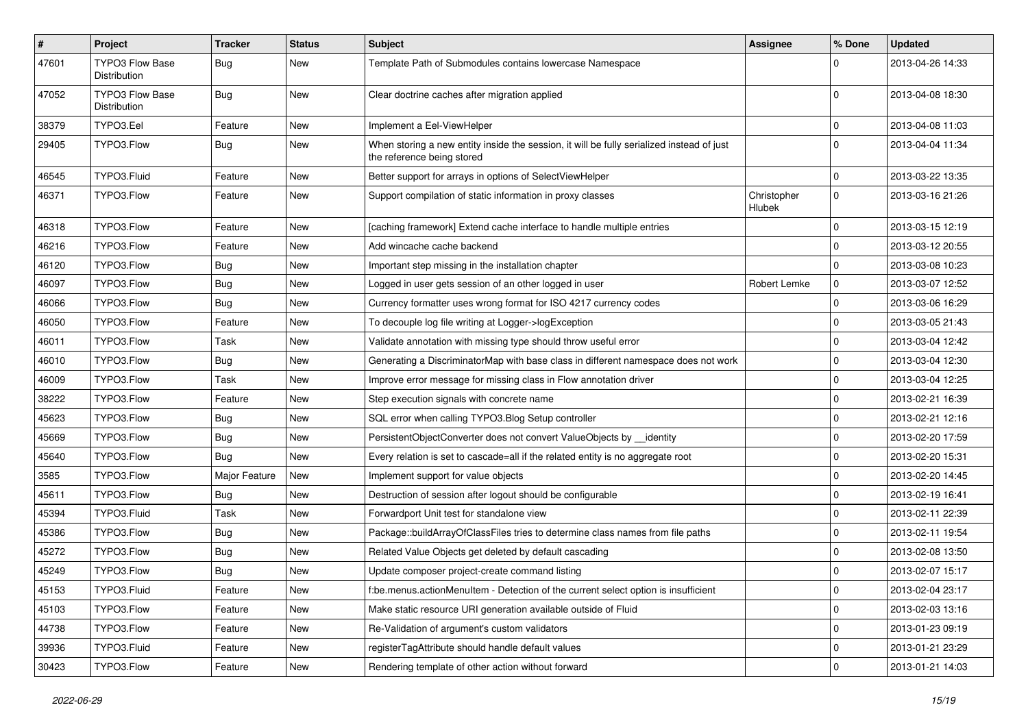| # | Project | Tracker | Status | Subject | Assignee | % Done | Updated |
| --- | --- | --- | --- | --- | --- | --- | --- |
| 47601 | TYPO3 Flow Base Distribution | Bug | New | Template Path of Submodules contains lowercase Namespace | | 0 | 2013-04-26 14:33 |
| 47052 | TYPO3 Flow Base Distribution | Bug | New | Clear doctrine caches after migration applied | | 0 | 2013-04-08 18:30 |
| 38379 | TYPO3.Eel | Feature | New | Implement a Eel-ViewHelper | | 0 | 2013-04-08 11:03 |
| 29405 | TYPO3.Flow | Bug | New | When storing a new entity inside the session, it will be fully serialized instead of just the reference being stored | | 0 | 2013-04-04 11:34 |
| 46545 | TYPO3.Fluid | Feature | New | Better support for arrays in options of SelectViewHelper | | 0 | 2013-03-22 13:35 |
| 46371 | TYPO3.Flow | Feature | New | Support compilation of static information in proxy classes | Christopher Hlubek | 0 | 2013-03-16 21:26 |
| 46318 | TYPO3.Flow | Feature | New | [caching framework] Extend cache interface to handle multiple entries | | 0 | 2013-03-15 12:19 |
| 46216 | TYPO3.Flow | Feature | New | Add wincache cache backend | | 0 | 2013-03-12 20:55 |
| 46120 | TYPO3.Flow | Bug | New | Important step missing in the installation chapter | | 0 | 2013-03-08 10:23 |
| 46097 | TYPO3.Flow | Bug | New | Logged in user gets session of an other logged in user | Robert Lemke | 0 | 2013-03-07 12:52 |
| 46066 | TYPO3.Flow | Bug | New | Currency formatter uses wrong format for ISO 4217 currency codes | | 0 | 2013-03-06 16:29 |
| 46050 | TYPO3.Flow | Feature | New | To decouple log file writing at Logger->logException | | 0 | 2013-03-05 21:43 |
| 46011 | TYPO3.Flow | Task | New | Validate annotation with missing type should throw useful error | | 0 | 2013-03-04 12:42 |
| 46010 | TYPO3.Flow | Bug | New | Generating a DiscriminatorMap with base class in different namespace does not work | | 0 | 2013-03-04 12:30 |
| 46009 | TYPO3.Flow | Task | New | Improve error message for missing class in Flow annotation driver | | 0 | 2013-03-04 12:25 |
| 38222 | TYPO3.Flow | Feature | New | Step execution signals with concrete name | | 0 | 2013-02-21 16:39 |
| 45623 | TYPO3.Flow | Bug | New | SQL error when calling TYPO3.Blog Setup controller | | 0 | 2013-02-21 12:16 |
| 45669 | TYPO3.Flow | Bug | New | PersistentObjectConverter does not convert ValueObjects by __identity | | 0 | 2013-02-20 17:59 |
| 45640 | TYPO3.Flow | Bug | New | Every relation is set to cascade=all if the related entity is no aggregate root | | 0 | 2013-02-20 15:31 |
| 3585 | TYPO3.Flow | Major Feature | New | Implement support for value objects | | 0 | 2013-02-20 14:45 |
| 45611 | TYPO3.Flow | Bug | New | Destruction of session after logout should be configurable | | 0 | 2013-02-19 16:41 |
| 45394 | TYPO3.Fluid | Task | New | Forwardport Unit test for standalone view | | 0 | 2013-02-11 22:39 |
| 45386 | TYPO3.Flow | Bug | New | Package::buildArrayOfClassFiles tries to determine class names from file paths | | 0 | 2013-02-11 19:54 |
| 45272 | TYPO3.Flow | Bug | New | Related Value Objects get deleted by default cascading | | 0 | 2013-02-08 13:50 |
| 45249 | TYPO3.Flow | Bug | New | Update composer project-create command listing | | 0 | 2013-02-07 15:17 |
| 45153 | TYPO3.Fluid | Feature | New | f:be.menus.actionMenuItem - Detection of the current select option is insufficient | | 0 | 2013-02-04 23:17 |
| 45103 | TYPO3.Flow | Feature | New | Make static resource URI generation available outside of Fluid | | 0 | 2013-02-03 13:16 |
| 44738 | TYPO3.Flow | Feature | New | Re-Validation of argument's custom validators | | 0 | 2013-01-23 09:19 |
| 39936 | TYPO3.Fluid | Feature | New | registerTagAttribute should handle default values | | 0 | 2013-01-21 23:29 |
| 30423 | TYPO3.Flow | Feature | New | Rendering template of other action without forward | | 0 | 2013-01-21 14:03 |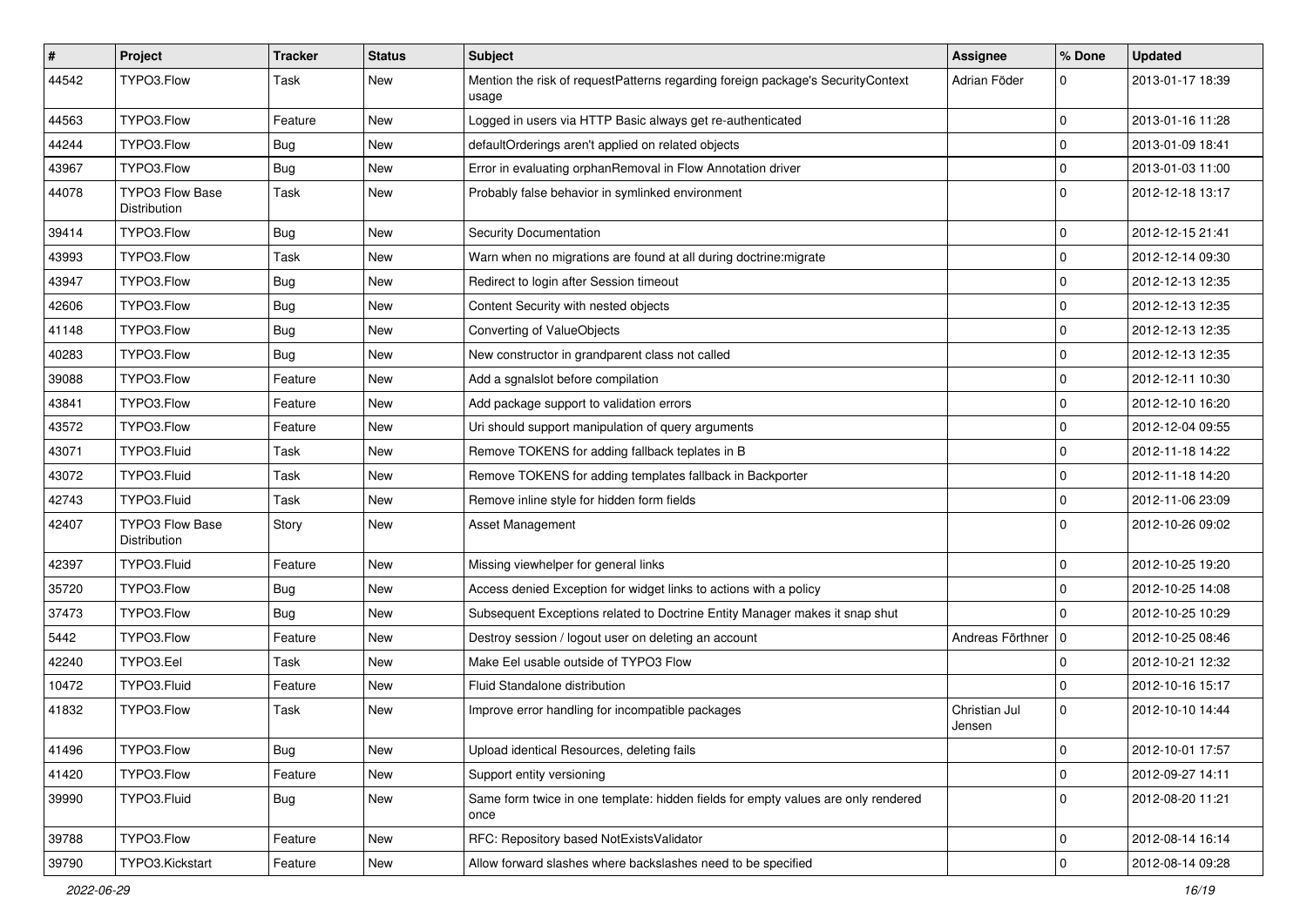| # | Project | Tracker | Status | Subject | Assignee | % Done | Updated |
|---|---|---|---|---|---|---|---|
| 44542 | TYPO3.Flow | Task | New | Mention the risk of requestPatterns regarding foreign package's SecurityContext usage | Adrian Föder | 0 | 2013-01-17 18:39 |
| 44563 | TYPO3.Flow | Feature | New | Logged in users via HTTP Basic always get re-authenticated | | 0 | 2013-01-16 11:28 |
| 44244 | TYPO3.Flow | Bug | New | defaultOrderings aren't applied on related objects | | 0 | 2013-01-09 18:41 |
| 43967 | TYPO3.Flow | Bug | New | Error in evaluating orphanRemoval in Flow Annotation driver | | 0 | 2013-01-03 11:00 |
| 44078 | TYPO3 Flow Base Distribution | Task | New | Probably false behavior in symlinked environment | | 0 | 2012-12-18 13:17 |
| 39414 | TYPO3.Flow | Bug | New | Security Documentation | | 0 | 2012-12-15 21:41 |
| 43993 | TYPO3.Flow | Task | New | Warn when no migrations are found at all during doctrine:migrate | | 0 | 2012-12-14 09:30 |
| 43947 | TYPO3.Flow | Bug | New | Redirect to login after Session timeout | | 0 | 2012-12-13 12:35 |
| 42606 | TYPO3.Flow | Bug | New | Content Security with nested objects | | 0 | 2012-12-13 12:35 |
| 41148 | TYPO3.Flow | Bug | New | Converting of ValueObjects | | 0 | 2012-12-13 12:35 |
| 40283 | TYPO3.Flow | Bug | New | New constructor in grandparent class not called | | 0 | 2012-12-13 12:35 |
| 39088 | TYPO3.Flow | Feature | New | Add a sgnalslot before compilation | | 0 | 2012-12-11 10:30 |
| 43841 | TYPO3.Flow | Feature | New | Add package support to validation errors | | 0 | 2012-12-10 16:20 |
| 43572 | TYPO3.Flow | Feature | New | Uri should support manipulation of query arguments | | 0 | 2012-12-04 09:55 |
| 43071 | TYPO3.Fluid | Task | New | Remove TOKENS for adding fallback teplates in B | | 0 | 2012-11-18 14:22 |
| 43072 | TYPO3.Fluid | Task | New | Remove TOKENS for adding templates fallback in Backporter | | 0 | 2012-11-18 14:20 |
| 42743 | TYPO3.Fluid | Task | New | Remove inline style for hidden form fields | | 0 | 2012-11-06 23:09 |
| 42407 | TYPO3 Flow Base Distribution | Story | New | Asset Management | | 0 | 2012-10-26 09:02 |
| 42397 | TYPO3.Fluid | Feature | New | Missing viewhelper for general links | | 0 | 2012-10-25 19:20 |
| 35720 | TYPO3.Flow | Bug | New | Access denied Exception for widget links to actions with a policy | | 0 | 2012-10-25 14:08 |
| 37473 | TYPO3.Flow | Bug | New | Subsequent Exceptions related to Doctrine Entity Manager makes it snap shut | | 0 | 2012-10-25 10:29 |
| 5442 | TYPO3.Flow | Feature | New | Destroy session / logout user on deleting an account | Andreas Förthner | 0 | 2012-10-25 08:46 |
| 42240 | TYPO3.Eel | Task | New | Make Eel usable outside of TYPO3 Flow | | 0 | 2012-10-21 12:32 |
| 10472 | TYPO3.Fluid | Feature | New | Fluid Standalone distribution | | 0 | 2012-10-16 15:17 |
| 41832 | TYPO3.Flow | Task | New | Improve error handling for incompatible packages | Christian Jul Jensen | 0 | 2012-10-10 14:44 |
| 41496 | TYPO3.Flow | Bug | New | Upload identical Resources, deleting fails | | 0 | 2012-10-01 17:57 |
| 41420 | TYPO3.Flow | Feature | New | Support entity versioning | | 0 | 2012-09-27 14:11 |
| 39990 | TYPO3.Fluid | Bug | New | Same form twice in one template: hidden fields for empty values are only rendered once | | 0 | 2012-08-20 11:21 |
| 39788 | TYPO3.Flow | Feature | New | RFC: Repository based NotExistsValidator | | 0 | 2012-08-14 16:14 |
| 39790 | TYPO3.Kickstart | Feature | New | Allow forward slashes where backslashes need to be specified | | 0 | 2012-08-14 09:28 |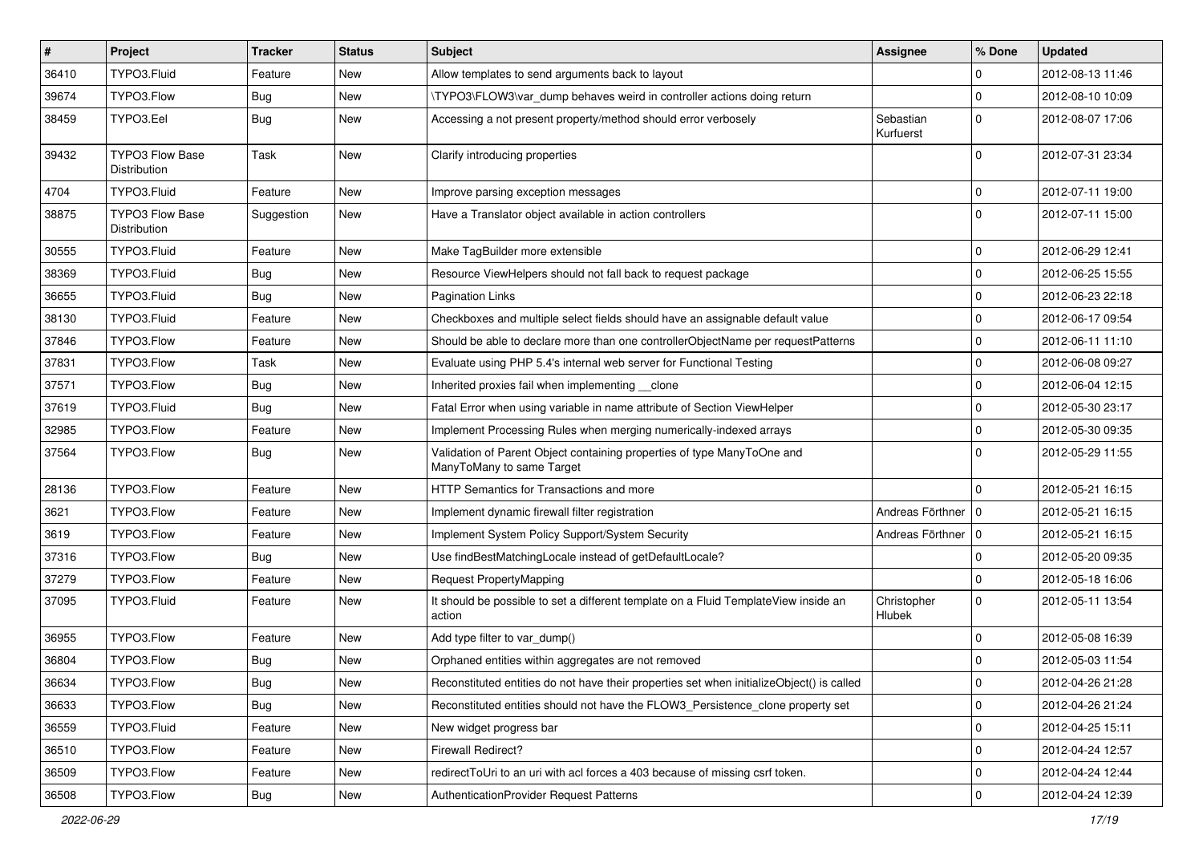| # | Project | Tracker | Status | Subject | Assignee | % Done | Updated |
|---|---|---|---|---|---|---|---|
| 36410 | TYPO3.Fluid | Feature | New | Allow templates to send arguments back to layout | | 0 | 2012-08-13 11:46 |
| 39674 | TYPO3.Flow | Bug | New | \TYPO3\FLOW3\var_dump behaves weird in controller actions doing return | | 0 | 2012-08-10 10:09 |
| 38459 | TYPO3.Eel | Bug | New | Accessing a not present property/method should error verbosely | Sebastian Kurfuerst | 0 | 2012-08-07 17:06 |
| 39432 | TYPO3 Flow Base Distribution | Task | New | Clarify introducing properties | | 0 | 2012-07-31 23:34 |
| 4704 | TYPO3.Fluid | Feature | New | Improve parsing exception messages | | 0 | 2012-07-11 19:00 |
| 38875 | TYPO3 Flow Base Distribution | Suggestion | New | Have a Translator object available in action controllers | | 0 | 2012-07-11 15:00 |
| 30555 | TYPO3.Fluid | Feature | New | Make TagBuilder more extensible | | 0 | 2012-06-29 12:41 |
| 38369 | TYPO3.Fluid | Bug | New | Resource ViewHelpers should not fall back to request package | | 0 | 2012-06-25 15:55 |
| 36655 | TYPO3.Fluid | Bug | New | Pagination Links | | 0 | 2012-06-23 22:18 |
| 38130 | TYPO3.Fluid | Feature | New | Checkboxes and multiple select fields should have an assignable default value | | 0 | 2012-06-17 09:54 |
| 37846 | TYPO3.Flow | Feature | New | Should be able to declare more than one controllerObjectName per requestPatterns | | 0 | 2012-06-11 11:10 |
| 37831 | TYPO3.Flow | Task | New | Evaluate using PHP 5.4's internal web server for Functional Testing | | 0 | 2012-06-08 09:27 |
| 37571 | TYPO3.Flow | Bug | New | Inherited proxies fail when implementing __clone | | 0 | 2012-06-04 12:15 |
| 37619 | TYPO3.Fluid | Bug | New | Fatal Error when using variable in name attribute of Section ViewHelper | | 0 | 2012-05-30 23:17 |
| 32985 | TYPO3.Flow | Feature | New | Implement Processing Rules when merging numerically-indexed arrays | | 0 | 2012-05-30 09:35 |
| 37564 | TYPO3.Flow | Bug | New | Validation of Parent Object containing properties of type ManyToOne and ManyToMany to same Target | | 0 | 2012-05-29 11:55 |
| 28136 | TYPO3.Flow | Feature | New | HTTP Semantics for Transactions and more | | 0 | 2012-05-21 16:15 |
| 3621 | TYPO3.Flow | Feature | New | Implement dynamic firewall filter registration | Andreas Förthner | 0 | 2012-05-21 16:15 |
| 3619 | TYPO3.Flow | Feature | New | Implement System Policy Support/System Security | Andreas Förthner | 0 | 2012-05-21 16:15 |
| 37316 | TYPO3.Flow | Bug | New | Use findBestMatchingLocale instead of getDefaultLocale? | | 0 | 2012-05-20 09:35 |
| 37279 | TYPO3.Flow | Feature | New | Request PropertyMapping | | 0 | 2012-05-18 16:06 |
| 37095 | TYPO3.Fluid | Feature | New | It should be possible to set a different template on a Fluid TemplateView inside an action | Christopher Hlubek | 0 | 2012-05-11 13:54 |
| 36955 | TYPO3.Flow | Feature | New | Add type filter to var_dump() | | 0 | 2012-05-08 16:39 |
| 36804 | TYPO3.Flow | Bug | New | Orphaned entities within aggregates are not removed | | 0 | 2012-05-03 11:54 |
| 36634 | TYPO3.Flow | Bug | New | Reconstituted entities do not have their properties set when initializeObject() is called | | 0 | 2012-04-26 21:28 |
| 36633 | TYPO3.Flow | Bug | New | Reconstituted entities should not have the FLOW3_Persistence_clone property set | | 0 | 2012-04-26 21:24 |
| 36559 | TYPO3.Fluid | Feature | New | New widget progress bar | | 0 | 2012-04-25 15:11 |
| 36510 | TYPO3.Flow | Feature | New | Firewall Redirect? | | 0 | 2012-04-24 12:57 |
| 36509 | TYPO3.Flow | Feature | New | redirectToUri to an uri with acl forces a 403 because of missing csrf token. | | 0 | 2012-04-24 12:44 |
| 36508 | TYPO3.Flow | Bug | New | AuthenticationProvider Request Patterns | | 0 | 2012-04-24 12:39 |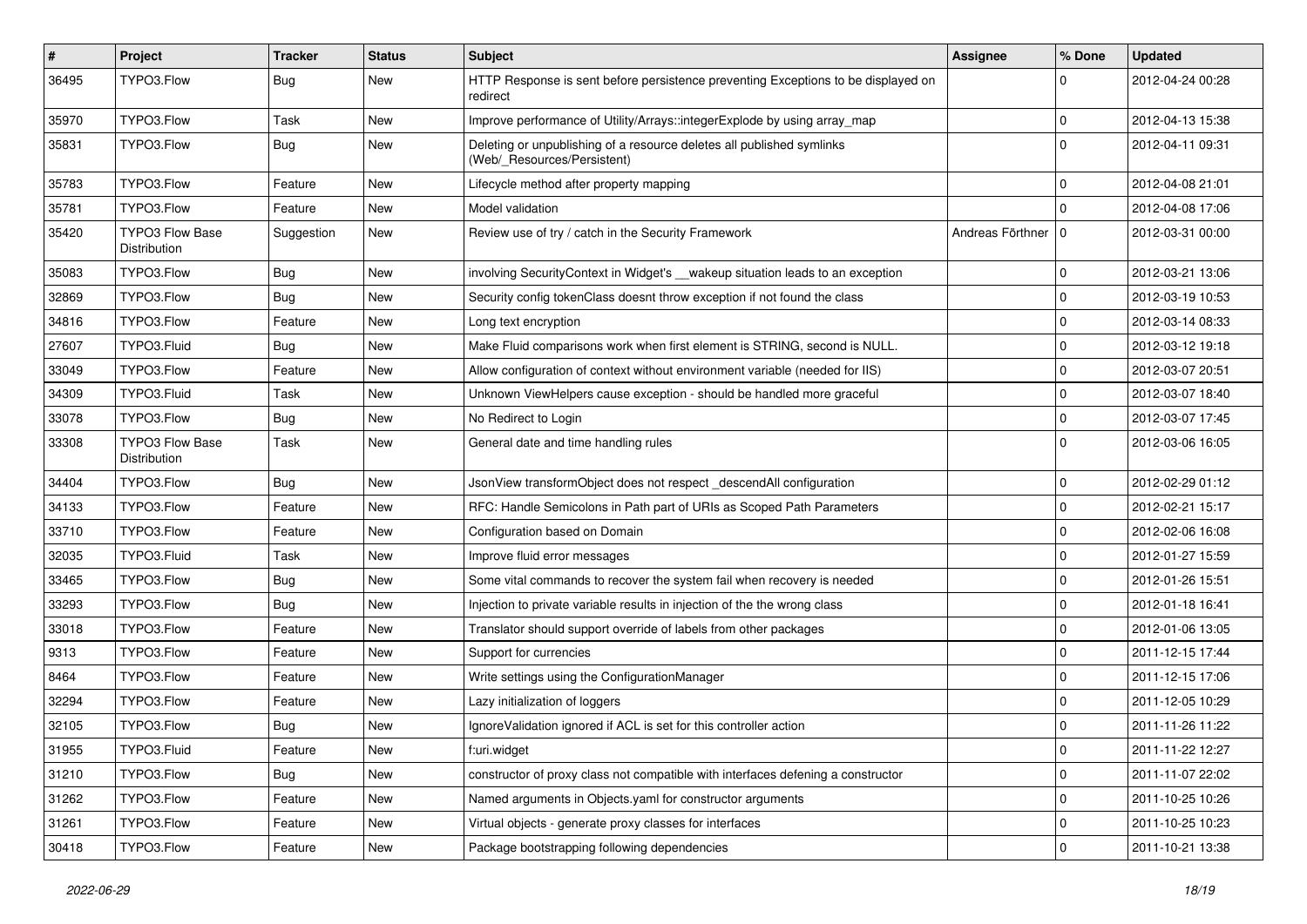| # | Project | Tracker | Status | Subject | Assignee | % Done | Updated |
|---|---|---|---|---|---|---|---|
| 36495 | TYPO3.Flow | Bug | New | HTTP Response is sent before persistence preventing Exceptions to be displayed on redirect | | 0 | 2012-04-24 00:28 |
| 35970 | TYPO3.Flow | Task | New | Improve performance of Utility/Arrays::integerExplode by using array_map | | 0 | 2012-04-13 15:38 |
| 35831 | TYPO3.Flow | Bug | New | Deleting or unpublishing of a resource deletes all published symlinks (Web/_Resources/Persistent) | | 0 | 2012-04-11 09:31 |
| 35783 | TYPO3.Flow | Feature | New | Lifecycle method after property mapping | | 0 | 2012-04-08 21:01 |
| 35781 | TYPO3.Flow | Feature | New | Model validation | | 0 | 2012-04-08 17:06 |
| 35420 | TYPO3 Flow Base Distribution | Suggestion | New | Review use of try / catch in the Security Framework | Andreas Förthner | 0 | 2012-03-31 00:00 |
| 35083 | TYPO3.Flow | Bug | New | involving SecurityContext in Widget's __wakeup situation leads to an exception | | 0 | 2012-03-21 13:06 |
| 32869 | TYPO3.Flow | Bug | New | Security config tokenClass doesnt throw exception if not found the class | | 0 | 2012-03-19 10:53 |
| 34816 | TYPO3.Flow | Feature | New | Long text encryption | | 0 | 2012-03-14 08:33 |
| 27607 | TYPO3.Fluid | Bug | New | Make Fluid comparisons work when first element is STRING, second is NULL. | | 0 | 2012-03-12 19:18 |
| 33049 | TYPO3.Flow | Feature | New | Allow configuration of context without environment variable (needed for IIS) | | 0 | 2012-03-07 20:51 |
| 34309 | TYPO3.Fluid | Task | New | Unknown ViewHelpers cause exception - should be handled more graceful | | 0 | 2012-03-07 18:40 |
| 33078 | TYPO3.Flow | Bug | New | No Redirect to Login | | 0 | 2012-03-07 17:45 |
| 33308 | TYPO3 Flow Base Distribution | Task | New | General date and time handling rules | | 0 | 2012-03-06 16:05 |
| 34404 | TYPO3.Flow | Bug | New | JsonView transformObject does not respect _descendAll configuration | | 0 | 2012-02-29 01:12 |
| 34133 | TYPO3.Flow | Feature | New | RFC: Handle Semicolons in Path part of URIs as Scoped Path Parameters | | 0 | 2012-02-21 15:17 |
| 33710 | TYPO3.Flow | Feature | New | Configuration based on Domain | | 0 | 2012-02-06 16:08 |
| 32035 | TYPO3.Fluid | Task | New | Improve fluid error messages | | 0 | 2012-01-27 15:59 |
| 33465 | TYPO3.Flow | Bug | New | Some vital commands to recover the system fail when recovery is needed | | 0 | 2012-01-26 15:51 |
| 33293 | TYPO3.Flow | Bug | New | Injection to private variable results in injection of the the wrong class | | 0 | 2012-01-18 16:41 |
| 33018 | TYPO3.Flow | Feature | New | Translator should support override of labels from other packages | | 0 | 2012-01-06 13:05 |
| 9313 | TYPO3.Flow | Feature | New | Support for currencies | | 0 | 2011-12-15 17:44 |
| 8464 | TYPO3.Flow | Feature | New | Write settings using the ConfigurationManager | | 0 | 2011-12-15 17:06 |
| 32294 | TYPO3.Flow | Feature | New | Lazy initialization of loggers | | 0 | 2011-12-05 10:29 |
| 32105 | TYPO3.Flow | Bug | New | IgnoreValidation ignored if ACL is set for this controller action | | 0 | 2011-11-26 11:22 |
| 31955 | TYPO3.Fluid | Feature | New | f:uri.widget | | 0 | 2011-11-22 12:27 |
| 31210 | TYPO3.Flow | Bug | New | constructor of proxy class not compatible with interfaces defening a constructor | | 0 | 2011-11-07 22:02 |
| 31262 | TYPO3.Flow | Feature | New | Named arguments in Objects.yaml for constructor arguments | | 0 | 2011-10-25 10:26 |
| 31261 | TYPO3.Flow | Feature | New | Virtual objects - generate proxy classes for interfaces | | 0 | 2011-10-25 10:23 |
| 30418 | TYPO3.Flow | Feature | New | Package bootstrapping following dependencies | | 0 | 2011-10-21 13:38 |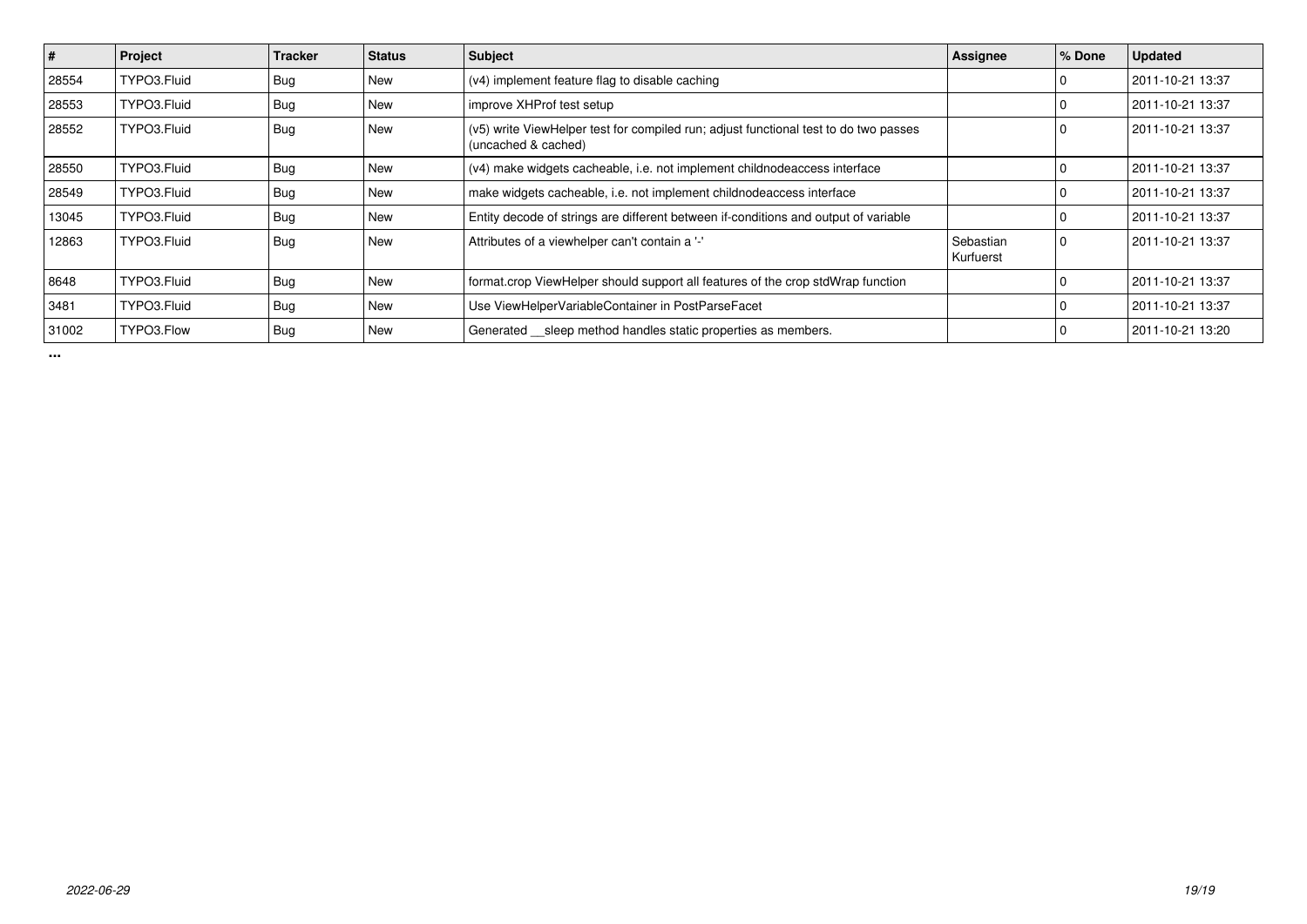| # | Project | Tracker | Status | Subject | Assignee | % Done | Updated |
|---|---|---|---|---|---|---|---|
| 28554 | TYPO3.Fluid | Bug | New | (v4) implement feature flag to disable caching | | 0 | 2011-10-21 13:37 |
| 28553 | TYPO3.Fluid | Bug | New | improve XHProf test setup | | 0 | 2011-10-21 13:37 |
| 28552 | TYPO3.Fluid | Bug | New | (v5) write ViewHelper test for compiled run; adjust functional test to do two passes (uncached & cached) | | 0 | 2011-10-21 13:37 |
| 28550 | TYPO3.Fluid | Bug | New | (v4) make widgets cacheable, i.e. not implement childnodeaccess interface | | 0 | 2011-10-21 13:37 |
| 28549 | TYPO3.Fluid | Bug | New | make widgets cacheable, i.e. not implement childnodeaccess interface | | 0 | 2011-10-21 13:37 |
| 13045 | TYPO3.Fluid | Bug | New | Entity decode of strings are different between if-conditions and output of variable | | 0 | 2011-10-21 13:37 |
| 12863 | TYPO3.Fluid | Bug | New | Attributes of a viewhelper can't contain a '-' | Sebastian Kurfuerst | 0 | 2011-10-21 13:37 |
| 8648 | TYPO3.Fluid | Bug | New | format.crop ViewHelper should support all features of the crop stdWrap function | | 0 | 2011-10-21 13:37 |
| 3481 | TYPO3.Fluid | Bug | New | Use ViewHelperVariableContainer in PostParseFacet | | 0 | 2011-10-21 13:37 |
| 31002 | TYPO3.Flow | Bug | New | Generated __sleep method handles static properties as members. | | 0 | 2011-10-21 13:20 |

...